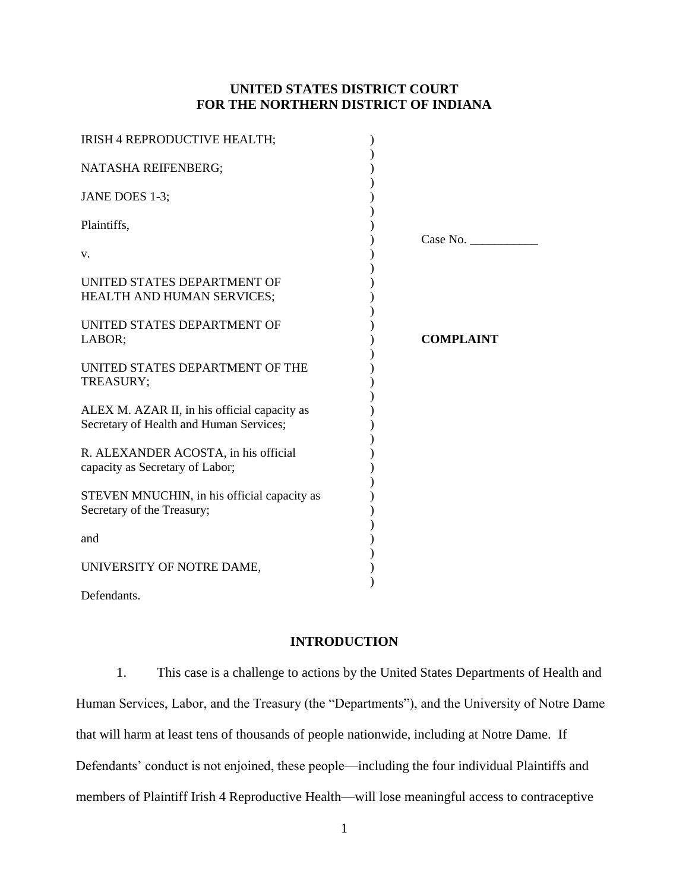**UNITED STATES DISTRICT COURT**
**FOR THE NORTHERN DISTRICT OF INDIANA**

IRISH 4 REPRODUCTIVE HEALTH;

NATASHA REIFENBERG;

JANE DOES 1-3;

Plaintiffs,

v.

UNITED STATES DEPARTMENT OF HEALTH AND HUMAN SERVICES;

UNITED STATES DEPARTMENT OF LABOR;

UNITED STATES DEPARTMENT OF THE TREASURY;

ALEX M. AZAR II, in his official capacity as Secretary of Health and Human Services;

R. ALEXANDER ACOSTA, in his official capacity as Secretary of Labor;

STEVEN MNUCHIN, in his official capacity as Secretary of the Treasury;

and

UNIVERSITY OF NOTRE DAME,

Defendants.

Case No. ___________

**COMPLAINT**

## INTRODUCTION

1. This case is a challenge to actions by the United States Departments of Health and Human Services, Labor, and the Treasury (the "Departments"), and the University of Notre Dame that will harm at least tens of thousands of people nationwide, including at Notre Dame. If Defendants' conduct is not enjoined, these people—including the four individual Plaintiffs and members of Plaintiff Irish 4 Reproductive Health—will lose meaningful access to contraceptive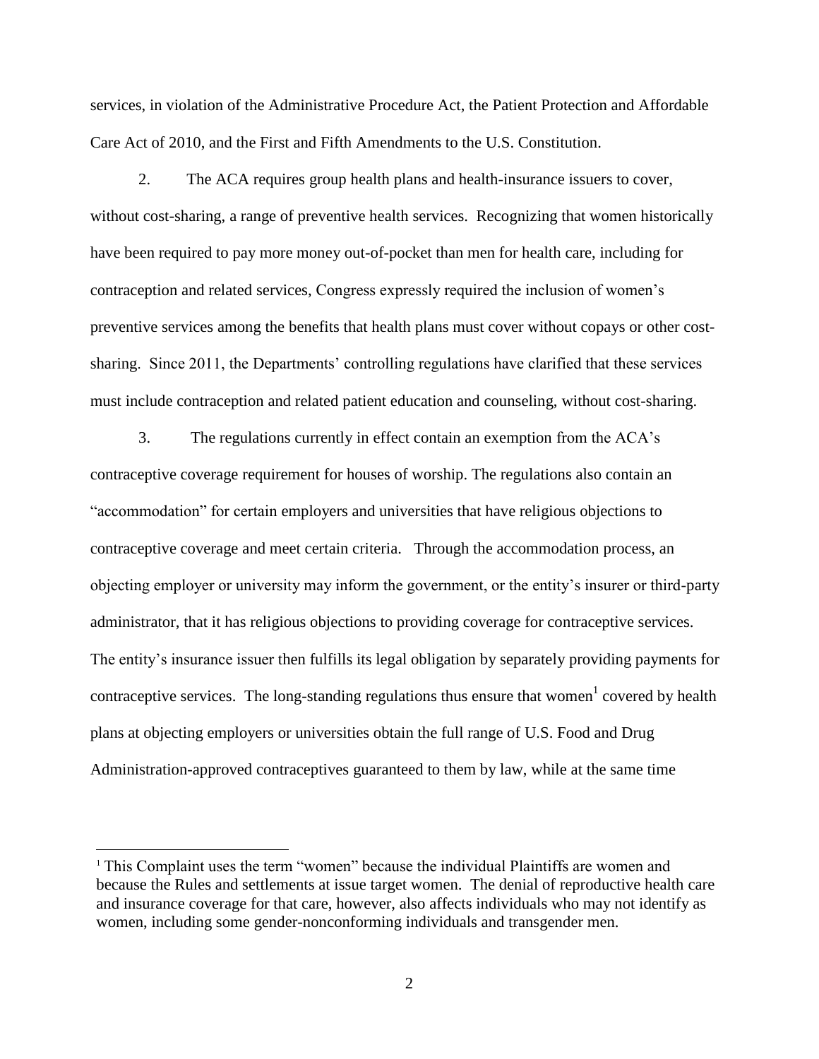services, in violation of the Administrative Procedure Act, the Patient Protection and Affordable Care Act of 2010, and the First and Fifth Amendments to the U.S. Constitution.

2. The ACA requires group health plans and health-insurance issuers to cover, without cost-sharing, a range of preventive health services. Recognizing that women historically have been required to pay more money out-of-pocket than men for health care, including for contraception and related services, Congress expressly required the inclusion of women's preventive services among the benefits that health plans must cover without copays or other cost-sharing. Since 2011, the Departments' controlling regulations have clarified that these services must include contraception and related patient education and counseling, without cost-sharing.

3. The regulations currently in effect contain an exemption from the ACA's contraceptive coverage requirement for houses of worship. The regulations also contain an "accommodation" for certain employers and universities that have religious objections to contraceptive coverage and meet certain criteria. Through the accommodation process, an objecting employer or university may inform the government, or the entity's insurer or third-party administrator, that it has religious objections to providing coverage for contraceptive services. The entity's insurance issuer then fulfills its legal obligation by separately providing payments for contraceptive services. The long-standing regulations thus ensure that women[1] covered by health plans at objecting employers or universities obtain the full range of U.S. Food and Drug Administration-approved contraceptives guaranteed to them by law, while at the same time

[1] This Complaint uses the term "women" because the individual Plaintiffs are women and because the Rules and settlements at issue target women. The denial of reproductive health care and insurance coverage for that care, however, also affects individuals who may not identify as women, including some gender-nonconforming individuals and transgender men.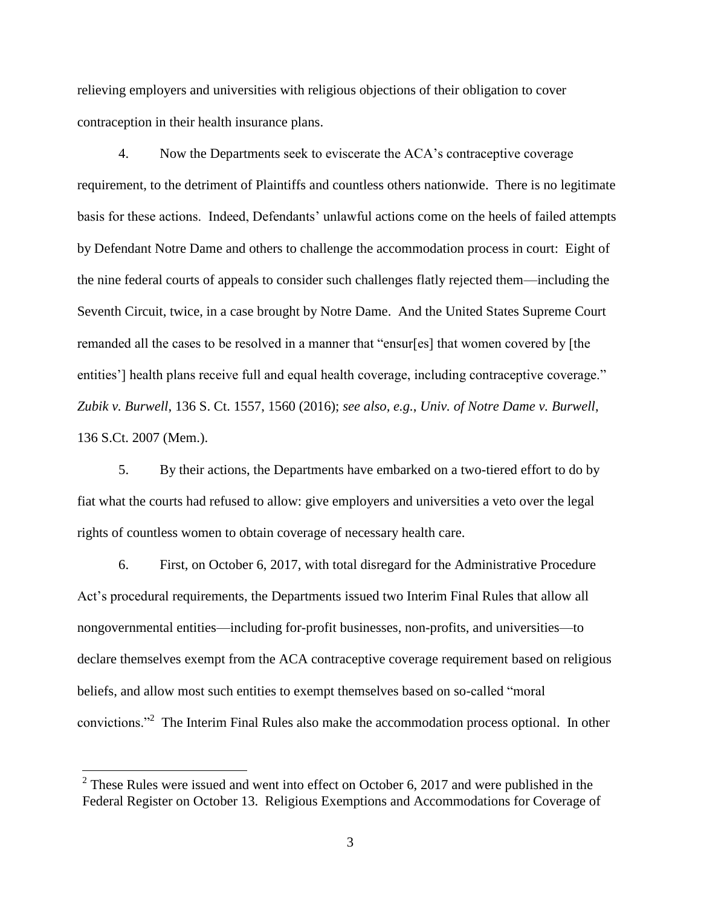relieving employers and universities with religious objections of their obligation to cover contraception in their health insurance plans.

4. Now the Departments seek to eviscerate the ACA's contraceptive coverage requirement, to the detriment of Plaintiffs and countless others nationwide. There is no legitimate basis for these actions. Indeed, Defendants' unlawful actions come on the heels of failed attempts by Defendant Notre Dame and others to challenge the accommodation process in court: Eight of the nine federal courts of appeals to consider such challenges flatly rejected them—including the Seventh Circuit, twice, in a case brought by Notre Dame. And the United States Supreme Court remanded all the cases to be resolved in a manner that "ensur[es] that women covered by [the entities'] health plans receive full and equal health coverage, including contraceptive coverage." *Zubik v. Burwell*, 136 S. Ct. 1557, 1560 (2016); *see also, e.g.*, *Univ. of Notre Dame v. Burwell*, 136 S.Ct. 2007 (Mem.).

5. By their actions, the Departments have embarked on a two-tiered effort to do by fiat what the courts had refused to allow: give employers and universities a veto over the legal rights of countless women to obtain coverage of necessary health care.

6. First, on October 6, 2017, with total disregard for the Administrative Procedure Act's procedural requirements, the Departments issued two Interim Final Rules that allow all nongovernmental entities—including for-profit businesses, non-profits, and universities—to declare themselves exempt from the ACA contraceptive coverage requirement based on religious beliefs, and allow most such entities to exempt themselves based on so-called "moral convictions."[2] The Interim Final Rules also make the accommodation process optional. In other

[2] These Rules were issued and went into effect on October 6, 2017 and were published in the Federal Register on October 13. Religious Exemptions and Accommodations for Coverage of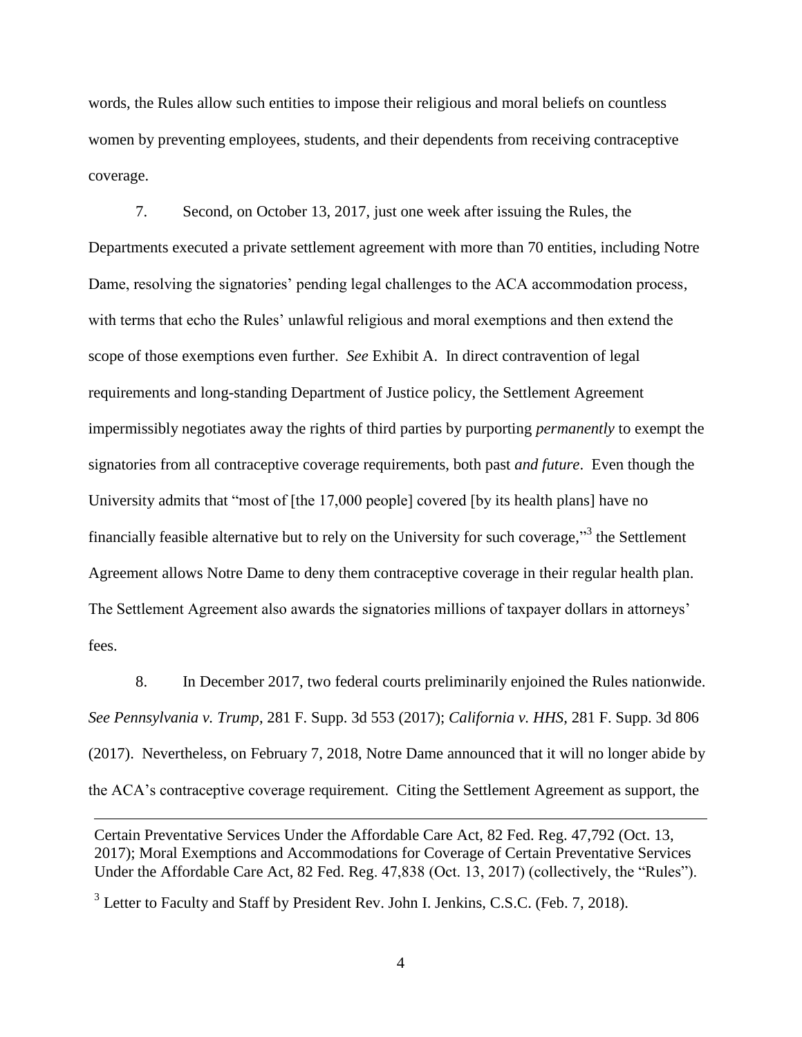words, the Rules allow such entities to impose their religious and moral beliefs on countless women by preventing employees, students, and their dependents from receiving contraceptive coverage.

7. Second, on October 13, 2017, just one week after issuing the Rules, the Departments executed a private settlement agreement with more than 70 entities, including Notre Dame, resolving the signatories' pending legal challenges to the ACA accommodation process, with terms that echo the Rules' unlawful religious and moral exemptions and then extend the scope of those exemptions even further. *See* Exhibit A. In direct contravention of legal requirements and long-standing Department of Justice policy, the Settlement Agreement impermissibly negotiates away the rights of third parties by purporting *permanently* to exempt the signatories from all contraceptive coverage requirements, both past *and future*. Even though the University admits that "most of [the 17,000 people] covered [by its health plans] have no financially feasible alternative but to rely on the University for such coverage,"[3] the Settlement Agreement allows Notre Dame to deny them contraceptive coverage in their regular health plan. The Settlement Agreement also awards the signatories millions of taxpayer dollars in attorneys' fees.

8. In December 2017, two federal courts preliminarily enjoined the Rules nationwide. *See Pennsylvania v. Trump*, 281 F. Supp. 3d 553 (2017); *California v. HHS*, 281 F. Supp. 3d 806 (2017). Nevertheless, on February 7, 2018, Notre Dame announced that it will no longer abide by the ACA's contraceptive coverage requirement. Citing the Settlement Agreement as support, the

---

Certain Preventative Services Under the Affordable Care Act, 82 Fed. Reg. 47,792 (Oct. 13, 2017); Moral Exemptions and Accommodations for Coverage of Certain Preventative Services Under the Affordable Care Act, 82 Fed. Reg. 47,838 (Oct. 13, 2017) (collectively, the "Rules").

[3] Letter to Faculty and Staff by President Rev. John I. Jenkins, C.S.C. (Feb. 7, 2018).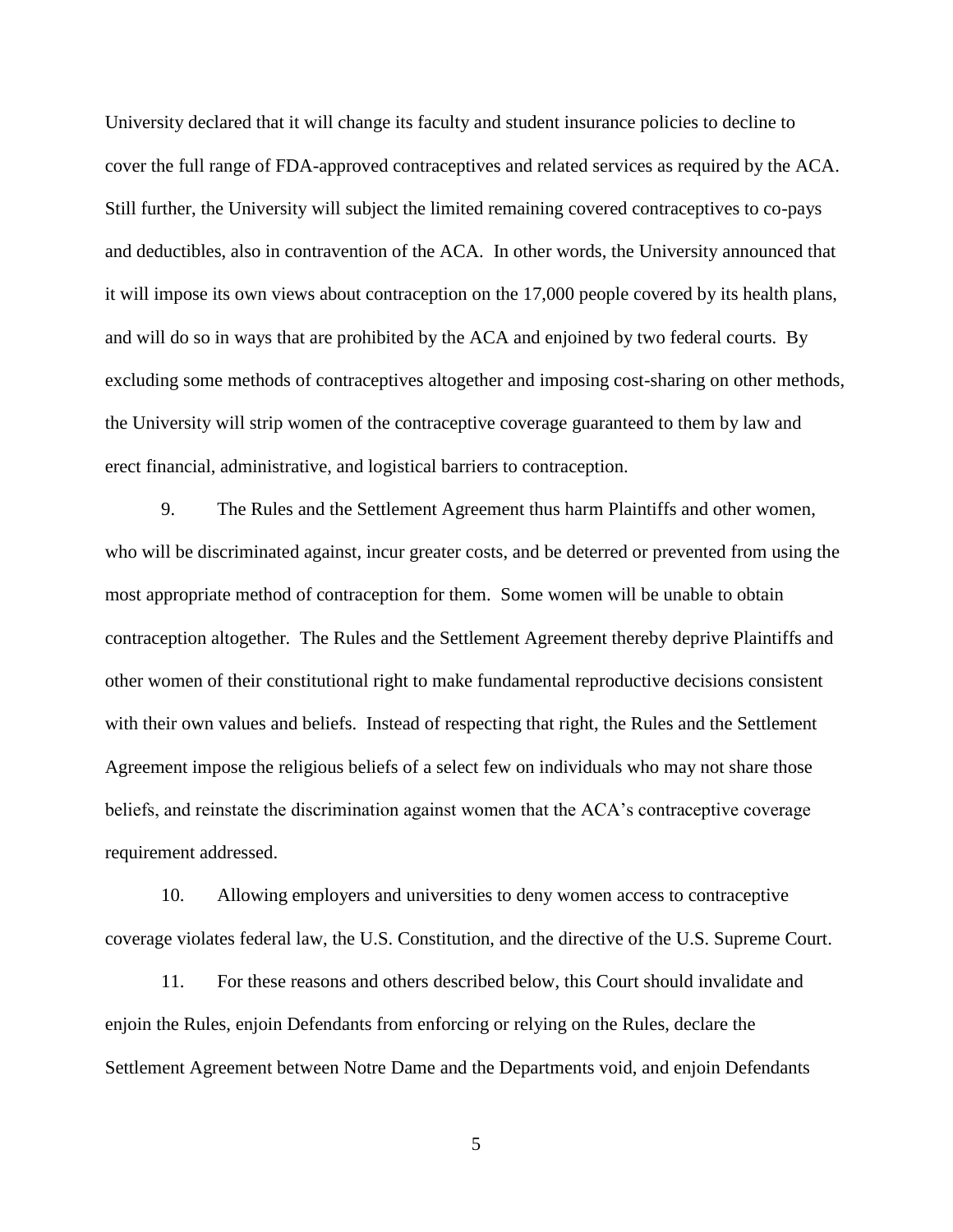University declared that it will change its faculty and student insurance policies to decline to cover the full range of FDA-approved contraceptives and related services as required by the ACA. Still further, the University will subject the limited remaining covered contraceptives to co-pays and deductibles, also in contravention of the ACA. In other words, the University announced that it will impose its own views about contraception on the 17,000 people covered by its health plans, and will do so in ways that are prohibited by the ACA and enjoined by two federal courts. By excluding some methods of contraceptives altogether and imposing cost-sharing on other methods, the University will strip women of the contraceptive coverage guaranteed to them by law and erect financial, administrative, and logistical barriers to contraception.

9. The Rules and the Settlement Agreement thus harm Plaintiffs and other women, who will be discriminated against, incur greater costs, and be deterred or prevented from using the most appropriate method of contraception for them. Some women will be unable to obtain contraception altogether. The Rules and the Settlement Agreement thereby deprive Plaintiffs and other women of their constitutional right to make fundamental reproductive decisions consistent with their own values and beliefs. Instead of respecting that right, the Rules and the Settlement Agreement impose the religious beliefs of a select few on individuals who may not share those beliefs, and reinstate the discrimination against women that the ACA's contraceptive coverage requirement addressed.

10. Allowing employers and universities to deny women access to contraceptive coverage violates federal law, the U.S. Constitution, and the directive of the U.S. Supreme Court.

11. For these reasons and others described below, this Court should invalidate and enjoin the Rules, enjoin Defendants from enforcing or relying on the Rules, declare the Settlement Agreement between Notre Dame and the Departments void, and enjoin Defendants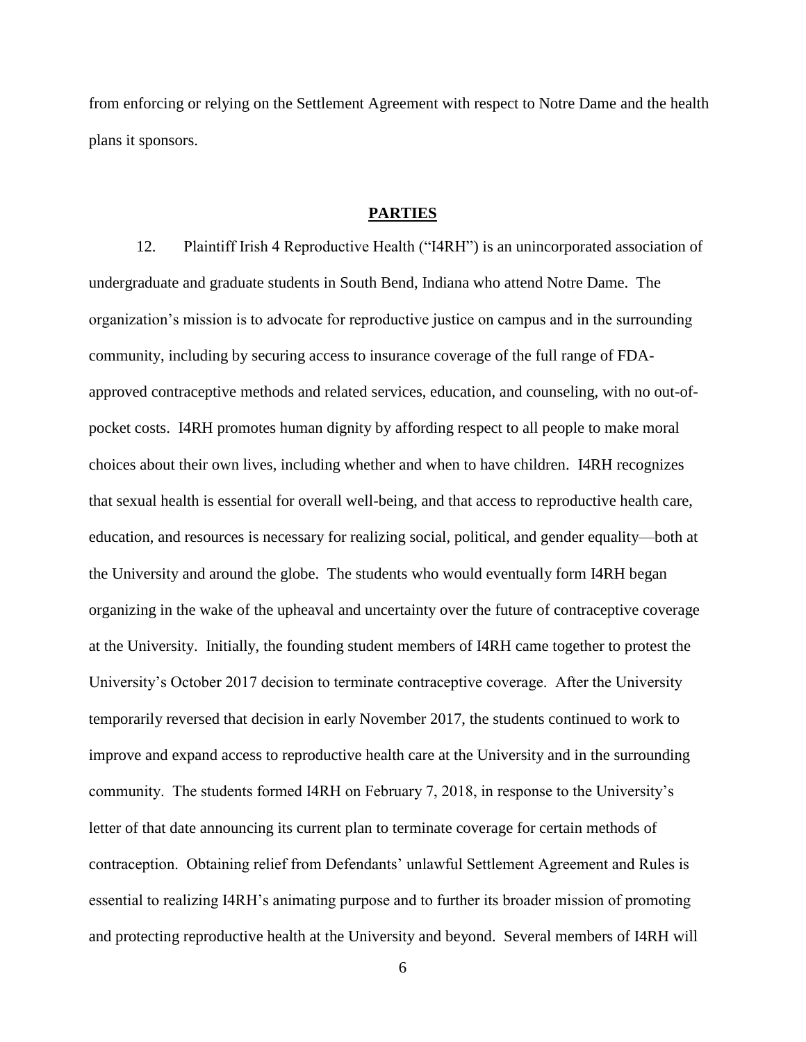from enforcing or relying on the Settlement Agreement with respect to Notre Dame and the health plans it sponsors.

## PARTIES

12. Plaintiff Irish 4 Reproductive Health ("I4RH") is an unincorporated association of undergraduate and graduate students in South Bend, Indiana who attend Notre Dame. The organization's mission is to advocate for reproductive justice on campus and in the surrounding community, including by securing access to insurance coverage of the full range of FDA-approved contraceptive methods and related services, education, and counseling, with no out-of-pocket costs. I4RH promotes human dignity by affording respect to all people to make moral choices about their own lives, including whether and when to have children. I4RH recognizes that sexual health is essential for overall well-being, and that access to reproductive health care, education, and resources is necessary for realizing social, political, and gender equality—both at the University and around the globe. The students who would eventually form I4RH began organizing in the wake of the upheaval and uncertainty over the future of contraceptive coverage at the University. Initially, the founding student members of I4RH came together to protest the University's October 2017 decision to terminate contraceptive coverage. After the University temporarily reversed that decision in early November 2017, the students continued to work to improve and expand access to reproductive health care at the University and in the surrounding community. The students formed I4RH on February 7, 2018, in response to the University's letter of that date announcing its current plan to terminate coverage for certain methods of contraception. Obtaining relief from Defendants' unlawful Settlement Agreement and Rules is essential to realizing I4RH's animating purpose and to further its broader mission of promoting and protecting reproductive health at the University and beyond. Several members of I4RH will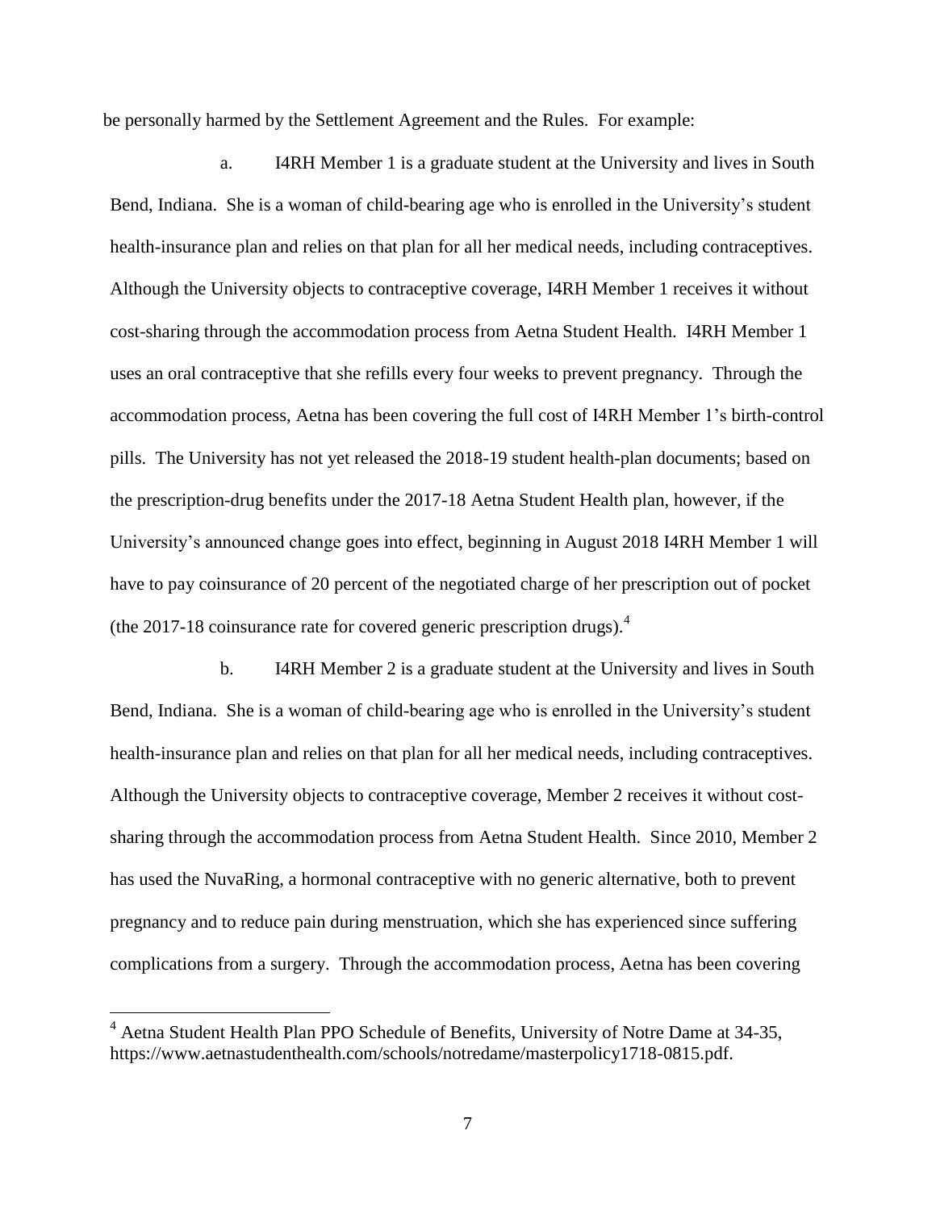be personally harmed by the Settlement Agreement and the Rules. For example:

a. I4RH Member 1 is a graduate student at the University and lives in South Bend, Indiana. She is a woman of child-bearing age who is enrolled in the University's student health-insurance plan and relies on that plan for all her medical needs, including contraceptives. Although the University objects to contraceptive coverage, I4RH Member 1 receives it without cost-sharing through the accommodation process from Aetna Student Health. I4RH Member 1 uses an oral contraceptive that she refills every four weeks to prevent pregnancy. Through the accommodation process, Aetna has been covering the full cost of I4RH Member 1's birth-control pills. The University has not yet released the 2018-19 student health-plan documents; based on the prescription-drug benefits under the 2017-18 Aetna Student Health plan, however, if the University's announced change goes into effect, beginning in August 2018 I4RH Member 1 will have to pay coinsurance of 20 percent of the negotiated charge of her prescription out of pocket (the 2017-18 coinsurance rate for covered generic prescription drugs).[4]

b. I4RH Member 2 is a graduate student at the University and lives in South Bend, Indiana. She is a woman of child-bearing age who is enrolled in the University's student health-insurance plan and relies on that plan for all her medical needs, including contraceptives. Although the University objects to contraceptive coverage, Member 2 receives it without cost-sharing through the accommodation process from Aetna Student Health. Since 2010, Member 2 has used the NuvaRing, a hormonal contraceptive with no generic alternative, both to prevent pregnancy and to reduce pain during menstruation, which she has experienced since suffering complications from a surgery. Through the accommodation process, Aetna has been covering

[4] Aetna Student Health Plan PPO Schedule of Benefits, University of Notre Dame at 34-35, https://www.aetnastudenthealth.com/schools/notredame/masterpolicy1718-0815.pdf.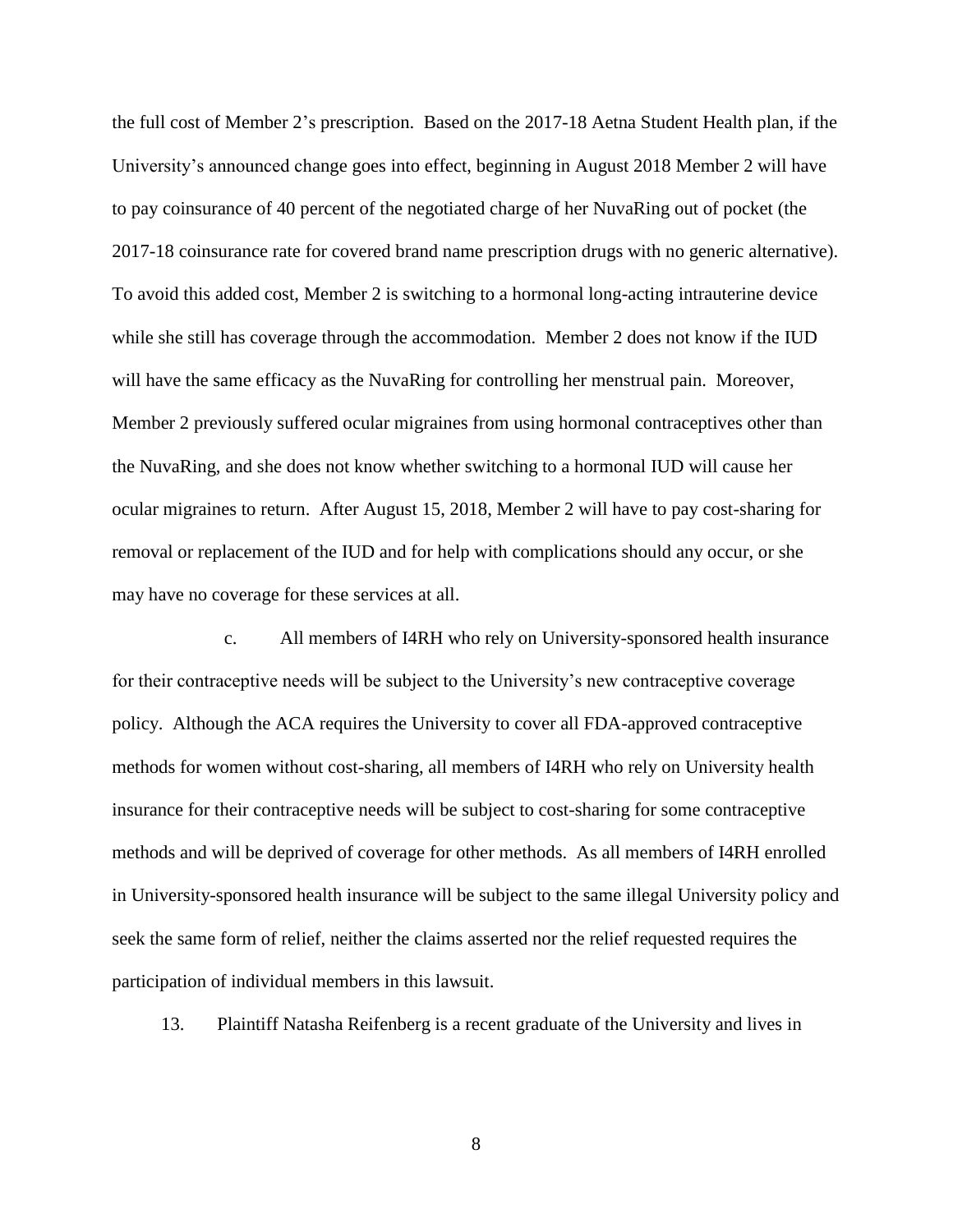the full cost of Member 2's prescription. Based on the 2017-18 Aetna Student Health plan, if the University's announced change goes into effect, beginning in August 2018 Member 2 will have to pay coinsurance of 40 percent of the negotiated charge of her NuvaRing out of pocket (the 2017-18 coinsurance rate for covered brand name prescription drugs with no generic alternative). To avoid this added cost, Member 2 is switching to a hormonal long-acting intrauterine device while she still has coverage through the accommodation. Member 2 does not know if the IUD will have the same efficacy as the NuvaRing for controlling her menstrual pain. Moreover, Member 2 previously suffered ocular migraines from using hormonal contraceptives other than the NuvaRing, and she does not know whether switching to a hormonal IUD will cause her ocular migraines to return. After August 15, 2018, Member 2 will have to pay cost-sharing for removal or replacement of the IUD and for help with complications should any occur, or she may have no coverage for these services at all.

c. All members of I4RH who rely on University-sponsored health insurance for their contraceptive needs will be subject to the University's new contraceptive coverage policy. Although the ACA requires the University to cover all FDA-approved contraceptive methods for women without cost-sharing, all members of I4RH who rely on University health insurance for their contraceptive needs will be subject to cost-sharing for some contraceptive methods and will be deprived of coverage for other methods. As all members of I4RH enrolled in University-sponsored health insurance will be subject to the same illegal University policy and seek the same form of relief, neither the claims asserted nor the relief requested requires the participation of individual members in this lawsuit.

13. Plaintiff Natasha Reifenberg is a recent graduate of the University and lives in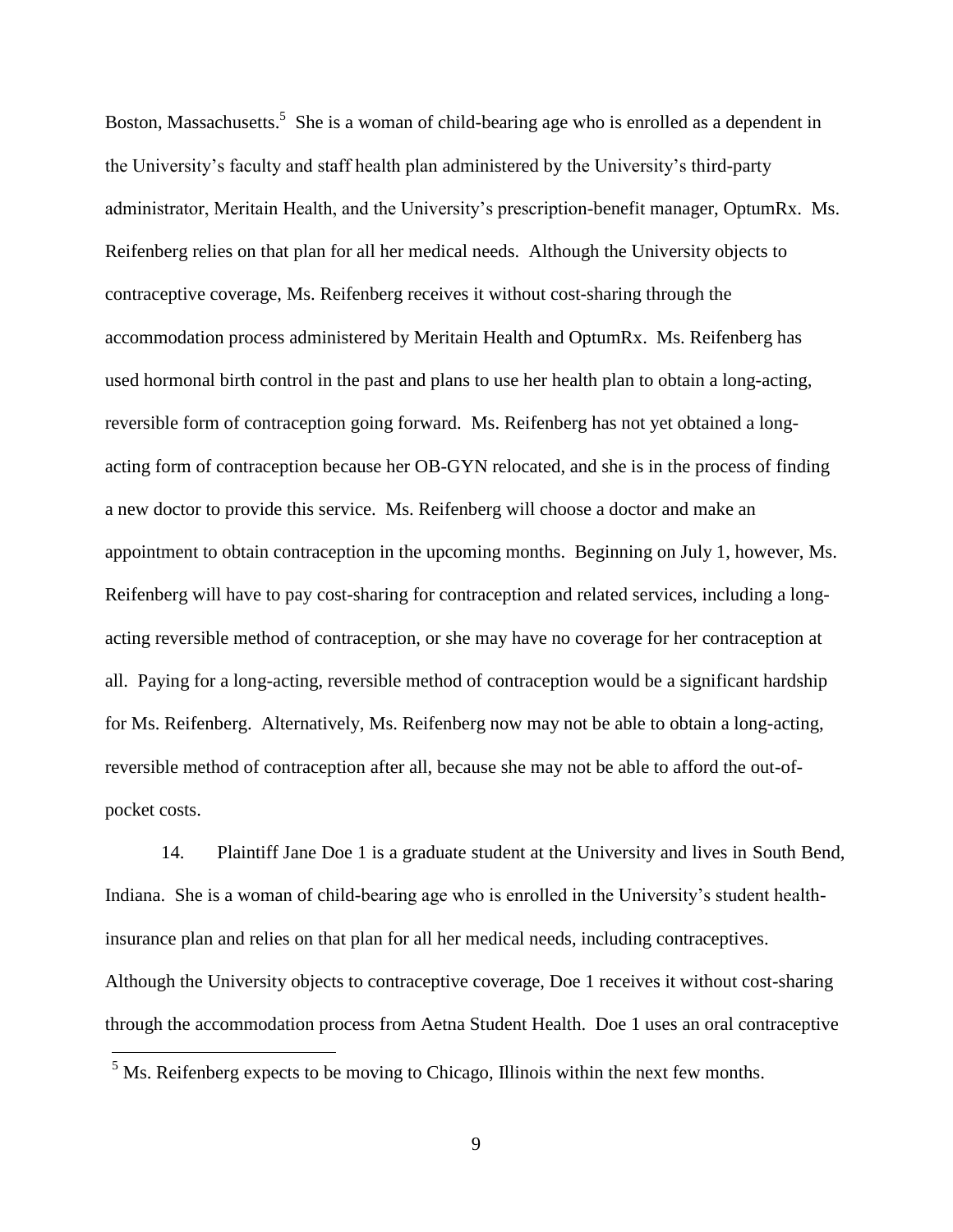Boston, Massachusetts.[5] She is a woman of child-bearing age who is enrolled as a dependent in the University's faculty and staff health plan administered by the University's third-party administrator, Meritain Health, and the University's prescription-benefit manager, OptumRx. Ms. Reifenberg relies on that plan for all her medical needs. Although the University objects to contraceptive coverage, Ms. Reifenberg receives it without cost-sharing through the accommodation process administered by Meritain Health and OptumRx. Ms. Reifenberg has used hormonal birth control in the past and plans to use her health plan to obtain a long-acting, reversible form of contraception going forward. Ms. Reifenberg has not yet obtained a long-acting form of contraception because her OB-GYN relocated, and she is in the process of finding a new doctor to provide this service. Ms. Reifenberg will choose a doctor and make an appointment to obtain contraception in the upcoming months. Beginning on July 1, however, Ms. Reifenberg will have to pay cost-sharing for contraception and related services, including a long-acting reversible method of contraception, or she may have no coverage for her contraception at all. Paying for a long-acting, reversible method of contraception would be a significant hardship for Ms. Reifenberg. Alternatively, Ms. Reifenberg now may not be able to obtain a long-acting, reversible method of contraception after all, because she may not be able to afford the out-of-pocket costs.

14. Plaintiff Jane Doe 1 is a graduate student at the University and lives in South Bend, Indiana. She is a woman of child-bearing age who is enrolled in the University's student health-insurance plan and relies on that plan for all her medical needs, including contraceptives. Although the University objects to contraceptive coverage, Doe 1 receives it without cost-sharing through the accommodation process from Aetna Student Health. Doe 1 uses an oral contraceptive

[5] Ms. Reifenberg expects to be moving to Chicago, Illinois within the next few months.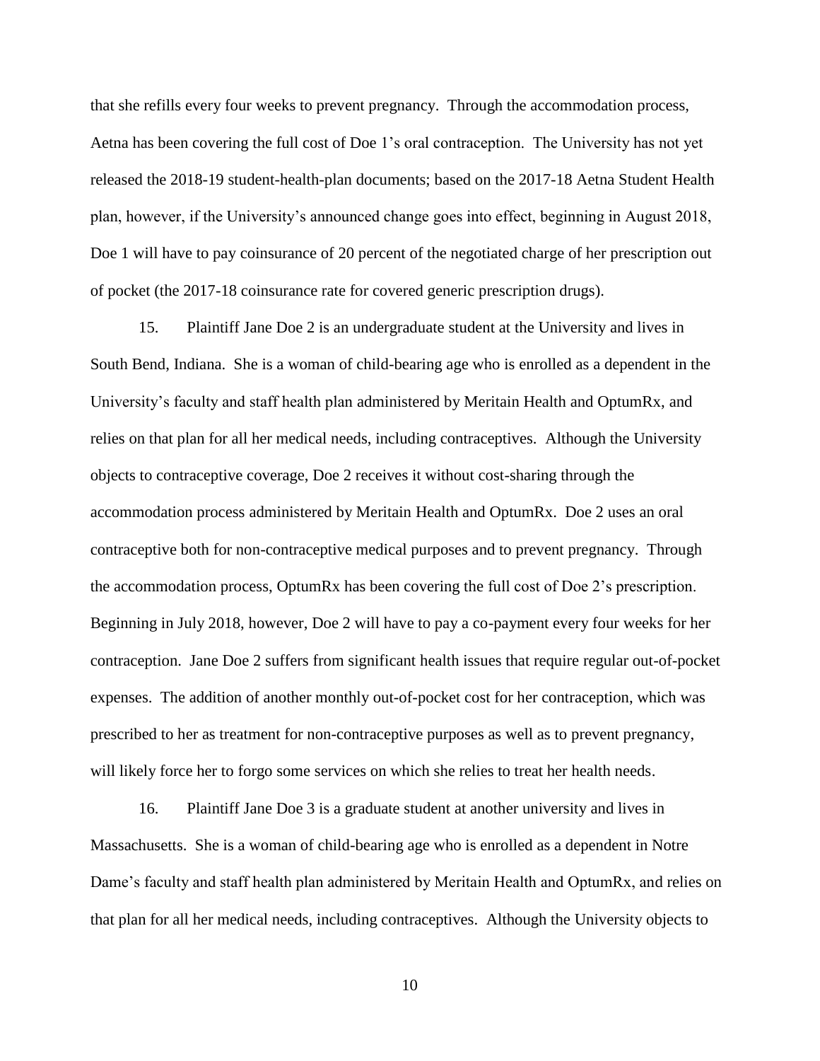that she refills every four weeks to prevent pregnancy. Through the accommodation process, Aetna has been covering the full cost of Doe 1's oral contraception. The University has not yet released the 2018-19 student-health-plan documents; based on the 2017-18 Aetna Student Health plan, however, if the University's announced change goes into effect, beginning in August 2018, Doe 1 will have to pay coinsurance of 20 percent of the negotiated charge of her prescription out of pocket (the 2017-18 coinsurance rate for covered generic prescription drugs).

15. Plaintiff Jane Doe 2 is an undergraduate student at the University and lives in South Bend, Indiana. She is a woman of child-bearing age who is enrolled as a dependent in the University's faculty and staff health plan administered by Meritain Health and OptumRx, and relies on that plan for all her medical needs, including contraceptives. Although the University objects to contraceptive coverage, Doe 2 receives it without cost-sharing through the accommodation process administered by Meritain Health and OptumRx. Doe 2 uses an oral contraceptive both for non-contraceptive medical purposes and to prevent pregnancy. Through the accommodation process, OptumRx has been covering the full cost of Doe 2's prescription. Beginning in July 2018, however, Doe 2 will have to pay a co-payment every four weeks for her contraception. Jane Doe 2 suffers from significant health issues that require regular out-of-pocket expenses. The addition of another monthly out-of-pocket cost for her contraception, which was prescribed to her as treatment for non-contraceptive purposes as well as to prevent pregnancy, will likely force her to forgo some services on which she relies to treat her health needs.

16. Plaintiff Jane Doe 3 is a graduate student at another university and lives in Massachusetts. She is a woman of child-bearing age who is enrolled as a dependent in Notre Dame's faculty and staff health plan administered by Meritain Health and OptumRx, and relies on that plan for all her medical needs, including contraceptives. Although the University objects to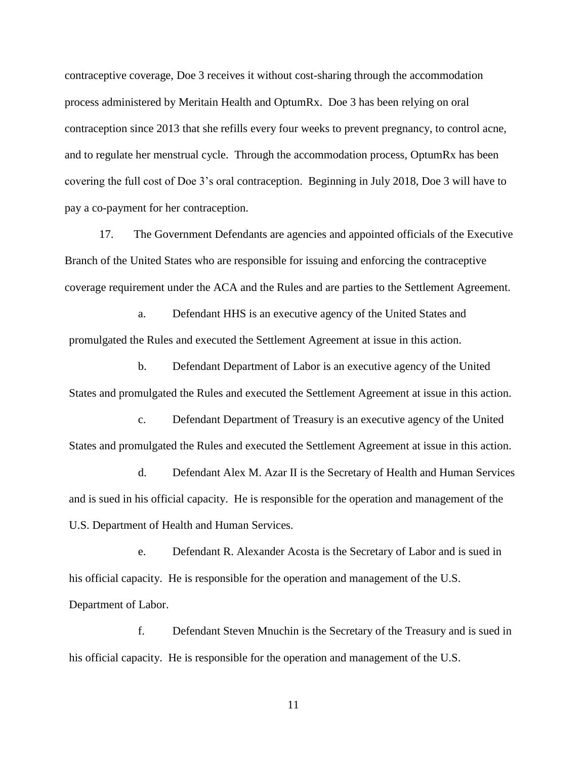contraceptive coverage, Doe 3 receives it without cost-sharing through the accommodation process administered by Meritain Health and OptumRx. Doe 3 has been relying on oral contraception since 2013 that she refills every four weeks to prevent pregnancy, to control acne, and to regulate her menstrual cycle. Through the accommodation process, OptumRx has been covering the full cost of Doe 3's oral contraception. Beginning in July 2018, Doe 3 will have to pay a co-payment for her contraception.

17. The Government Defendants are agencies and appointed officials of the Executive Branch of the United States who are responsible for issuing and enforcing the contraceptive coverage requirement under the ACA and the Rules and are parties to the Settlement Agreement.

a. Defendant HHS is an executive agency of the United States and promulgated the Rules and executed the Settlement Agreement at issue in this action.

b. Defendant Department of Labor is an executive agency of the United States and promulgated the Rules and executed the Settlement Agreement at issue in this action.

c. Defendant Department of Treasury is an executive agency of the United States and promulgated the Rules and executed the Settlement Agreement at issue in this action.

d. Defendant Alex M. Azar II is the Secretary of Health and Human Services and is sued in his official capacity. He is responsible for the operation and management of the U.S. Department of Health and Human Services.

e. Defendant R. Alexander Acosta is the Secretary of Labor and is sued in his official capacity. He is responsible for the operation and management of the U.S. Department of Labor.

f. Defendant Steven Mnuchin is the Secretary of the Treasury and is sued in his official capacity. He is responsible for the operation and management of the U.S.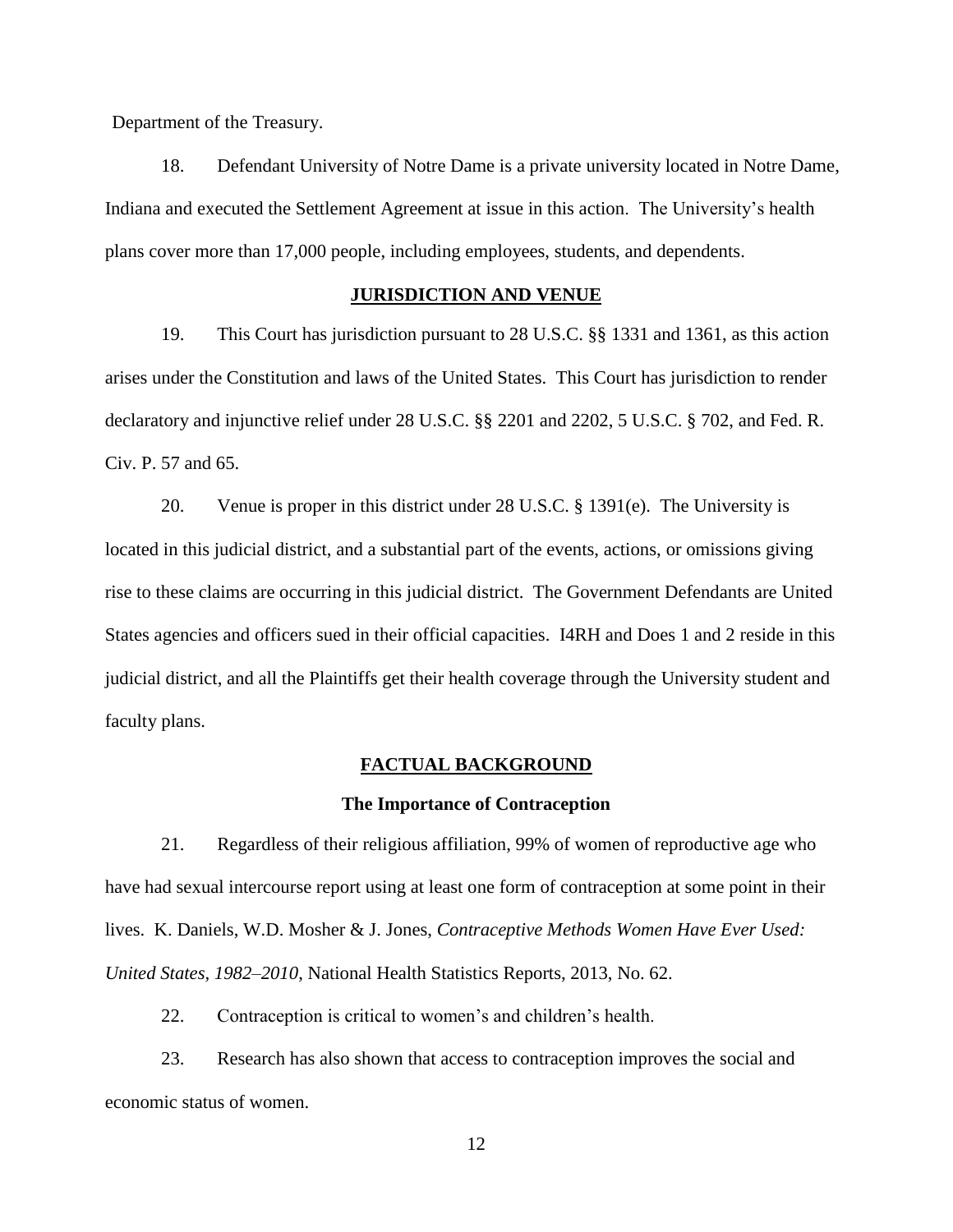Department of the Treasury.

18. Defendant University of Notre Dame is a private university located in Notre Dame, Indiana and executed the Settlement Agreement at issue in this action. The University's health plans cover more than 17,000 people, including employees, students, and dependents.

## **JURISDICTION AND VENUE**

19. This Court has jurisdiction pursuant to 28 U.S.C. §§ 1331 and 1361, as this action arises under the Constitution and laws of the United States. This Court has jurisdiction to render declaratory and injunctive relief under 28 U.S.C. §§ 2201 and 2202, 5 U.S.C. § 702, and Fed. R. Civ. P. 57 and 65.

20. Venue is proper in this district under 28 U.S.C. § 1391(e). The University is located in this judicial district, and a substantial part of the events, actions, or omissions giving rise to these claims are occurring in this judicial district. The Government Defendants are United States agencies and officers sued in their official capacities. I4RH and Does 1 and 2 reside in this judicial district, and all the Plaintiffs get their health coverage through the University student and faculty plans.

## **FACTUAL BACKGROUND**

### **The Importance of Contraception**

21. Regardless of their religious affiliation, 99% of women of reproductive age who have had sexual intercourse report using at least one form of contraception at some point in their lives. K. Daniels, W.D. Mosher & J. Jones, *Contraceptive Methods Women Have Ever Used: United States, 1982–2010*, National Health Statistics Reports, 2013, No. 62.

22. Contraception is critical to women's and children's health.

23. Research has also shown that access to contraception improves the social and economic status of women.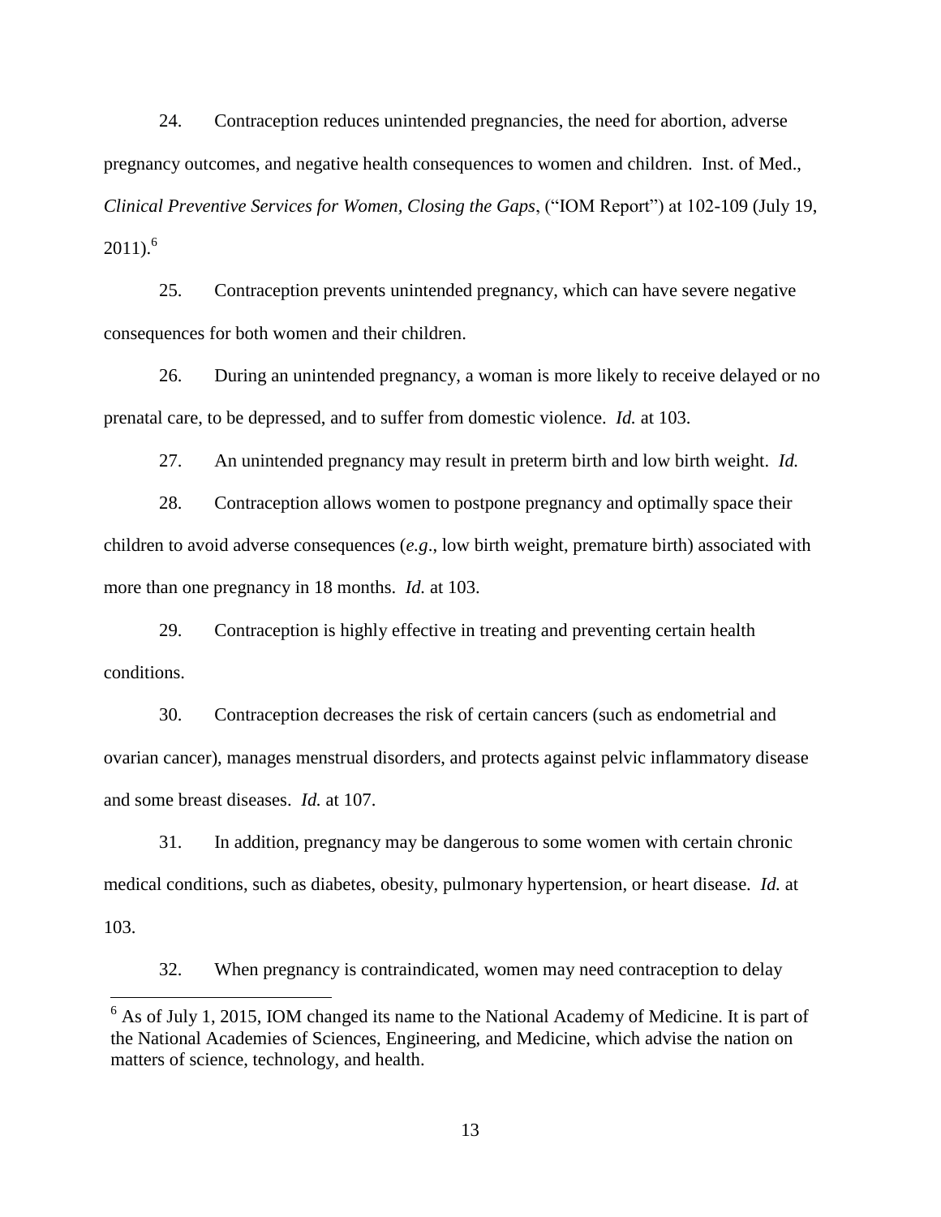24. Contraception reduces unintended pregnancies, the need for abortion, adverse pregnancy outcomes, and negative health consequences to women and children. Inst. of Med., *Clinical Preventive Services for Women, Closing the Gaps*, ("IOM Report") at 102-109 (July 19, 2011).[6]

25. Contraception prevents unintended pregnancy, which can have severe negative consequences for both women and their children.

26. During an unintended pregnancy, a woman is more likely to receive delayed or no prenatal care, to be depressed, and to suffer from domestic violence. *Id.* at 103.

27. An unintended pregnancy may result in preterm birth and low birth weight. *Id.*

28. Contraception allows women to postpone pregnancy and optimally space their children to avoid adverse consequences (*e.g*., low birth weight, premature birth) associated with more than one pregnancy in 18 months. *Id.* at 103.

29. Contraception is highly effective in treating and preventing certain health conditions.

30. Contraception decreases the risk of certain cancers (such as endometrial and ovarian cancer), manages menstrual disorders, and protects against pelvic inflammatory disease and some breast diseases. *Id.* at 107.

31. In addition, pregnancy may be dangerous to some women with certain chronic medical conditions, such as diabetes, obesity, pulmonary hypertension, or heart disease. *Id.* at 103.

32. When pregnancy is contraindicated, women may need contraception to delay

[6] As of July 1, 2015, IOM changed its name to the National Academy of Medicine. It is part of the National Academies of Sciences, Engineering, and Medicine, which advise the nation on matters of science, technology, and health.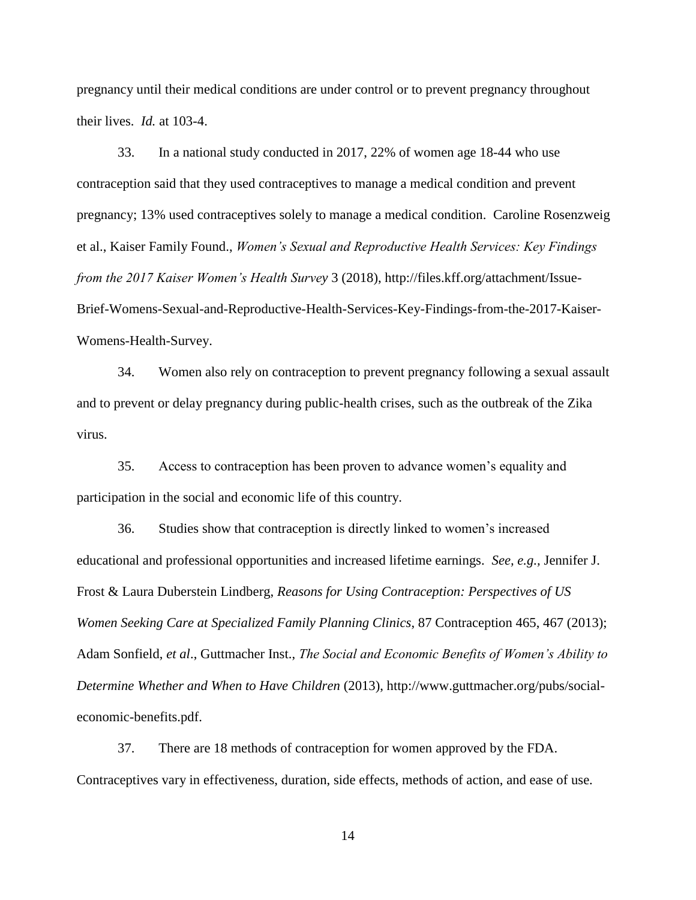pregnancy until their medical conditions are under control or to prevent pregnancy throughout their lives. *Id.* at 103-4.

33. In a national study conducted in 2017, 22% of women age 18-44 who use contraception said that they used contraceptives to manage a medical condition and prevent pregnancy; 13% used contraceptives solely to manage a medical condition. Caroline Rosenzweig et al., Kaiser Family Found., *Women's Sexual and Reproductive Health Services: Key Findings from the 2017 Kaiser Women's Health Survey* 3 (2018), http://files.kff.org/attachment/Issue-Brief-Womens-Sexual-and-Reproductive-Health-Services-Key-Findings-from-the-2017-Kaiser-Womens-Health-Survey.

34. Women also rely on contraception to prevent pregnancy following a sexual assault and to prevent or delay pregnancy during public-health crises, such as the outbreak of the Zika virus.

35. Access to contraception has been proven to advance women's equality and participation in the social and economic life of this country.

36. Studies show that contraception is directly linked to women's increased educational and professional opportunities and increased lifetime earnings. *See, e.g.,* Jennifer J. Frost & Laura Duberstein Lindberg, *Reasons for Using Contraception: Perspectives of US Women Seeking Care at Specialized Family Planning Clinics*, 87 Contraception 465, 467 (2013); Adam Sonfield, *et al*., Guttmacher Inst., *The Social and Economic Benefits of Women's Ability to Determine Whether and When to Have Children* (2013), http://www.guttmacher.org/pubs/social-economic-benefits.pdf.

37. There are 18 methods of contraception for women approved by the FDA. Contraceptives vary in effectiveness, duration, side effects, methods of action, and ease of use.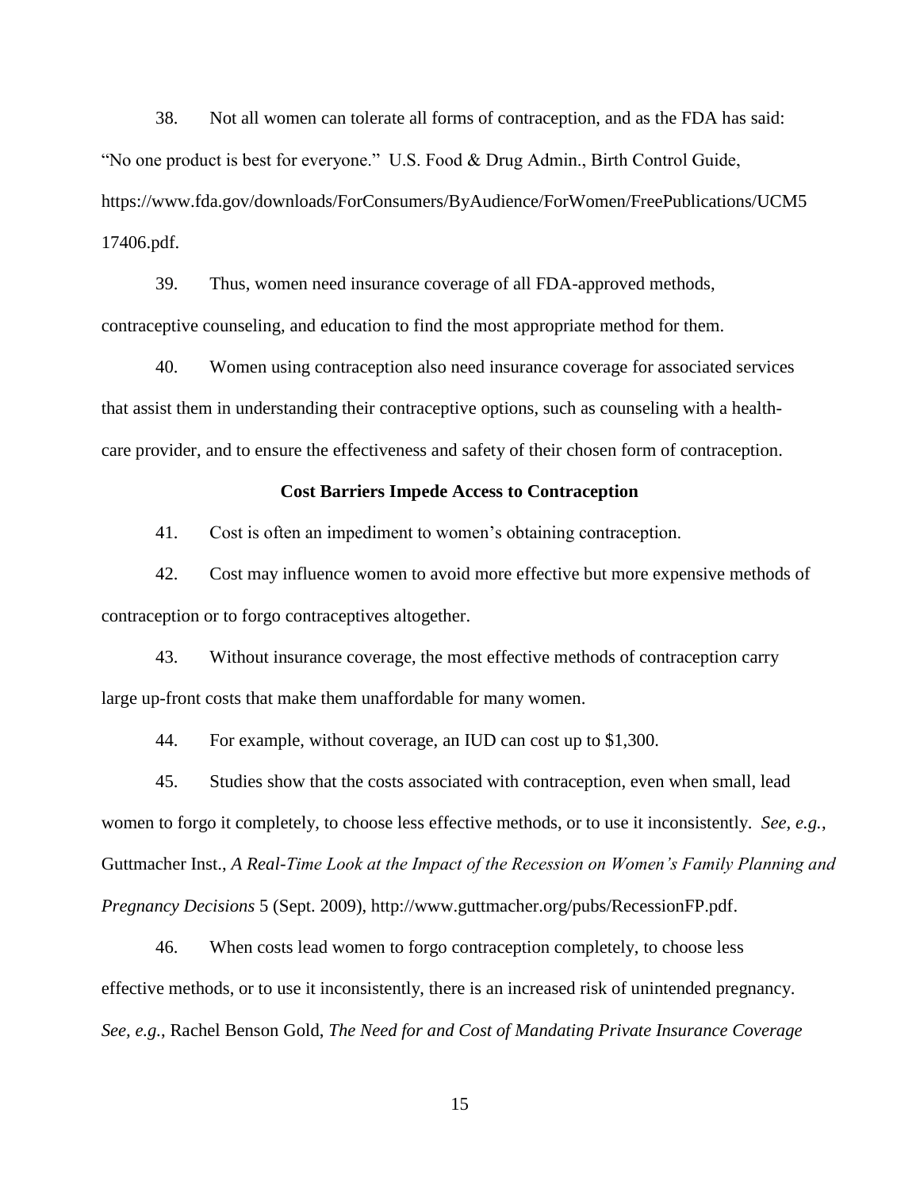38. Not all women can tolerate all forms of contraception, and as the FDA has said: "No one product is best for everyone." U.S. Food & Drug Admin., Birth Control Guide, https://www.fda.gov/downloads/ForConsumers/ByAudience/ForWomen/FreePublications/UCM517406.pdf.

39. Thus, women need insurance coverage of all FDA-approved methods, contraceptive counseling, and education to find the most appropriate method for them.

40. Women using contraception also need insurance coverage for associated services that assist them in understanding their contraceptive options, such as counseling with a health-care provider, and to ensure the effectiveness and safety of their chosen form of contraception.

**Cost Barriers Impede Access to Contraception**

41. Cost is often an impediment to women's obtaining contraception.

42. Cost may influence women to avoid more effective but more expensive methods of contraception or to forgo contraceptives altogether.

43. Without insurance coverage, the most effective methods of contraception carry large up-front costs that make them unaffordable for many women.

44. For example, without coverage, an IUD can cost up to $1,300.

45. Studies show that the costs associated with contraception, even when small, lead women to forgo it completely, to choose less effective methods, or to use it inconsistently. *See, e.g.*, Guttmacher Inst., *A Real-Time Look at the Impact of the Recession on Women's Family Planning and Pregnancy Decisions* 5 (Sept. 2009), http://www.guttmacher.org/pubs/RecessionFP.pdf.

46. When costs lead women to forgo contraception completely, to choose less effective methods, or to use it inconsistently, there is an increased risk of unintended pregnancy. *See, e.g.*, Rachel Benson Gold, *The Need for and Cost of Mandating Private Insurance Coverage*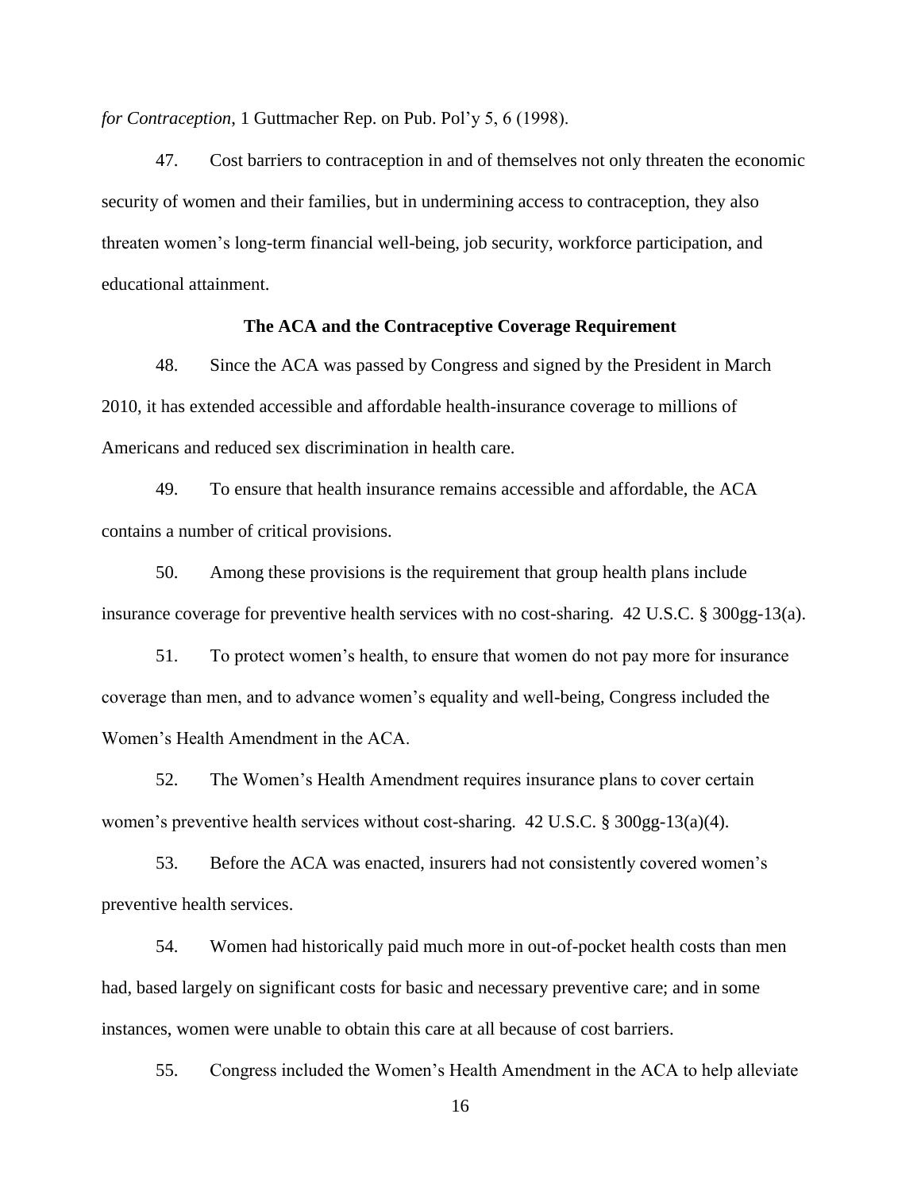*for Contraception*, 1 Guttmacher Rep. on Pub. Pol'y 5, 6 (1998).

47. Cost barriers to contraception in and of themselves not only threaten the economic security of women and their families, but in undermining access to contraception, they also threaten women's long-term financial well-being, job security, workforce participation, and educational attainment.

**The ACA and the Contraceptive Coverage Requirement**

48. Since the ACA was passed by Congress and signed by the President in March 2010, it has extended accessible and affordable health-insurance coverage to millions of Americans and reduced sex discrimination in health care.

49. To ensure that health insurance remains accessible and affordable, the ACA contains a number of critical provisions.

50. Among these provisions is the requirement that group health plans include insurance coverage for preventive health services with no cost-sharing. 42 U.S.C. § 300gg-13(a).

51. To protect women's health, to ensure that women do not pay more for insurance coverage than men, and to advance women's equality and well-being, Congress included the Women's Health Amendment in the ACA.

52. The Women's Health Amendment requires insurance plans to cover certain women's preventive health services without cost-sharing. 42 U.S.C. § 300gg-13(a)(4).

53. Before the ACA was enacted, insurers had not consistently covered women's preventive health services.

54. Women had historically paid much more in out-of-pocket health costs than men had, based largely on significant costs for basic and necessary preventive care; and in some instances, women were unable to obtain this care at all because of cost barriers.

55. Congress included the Women's Health Amendment in the ACA to help alleviate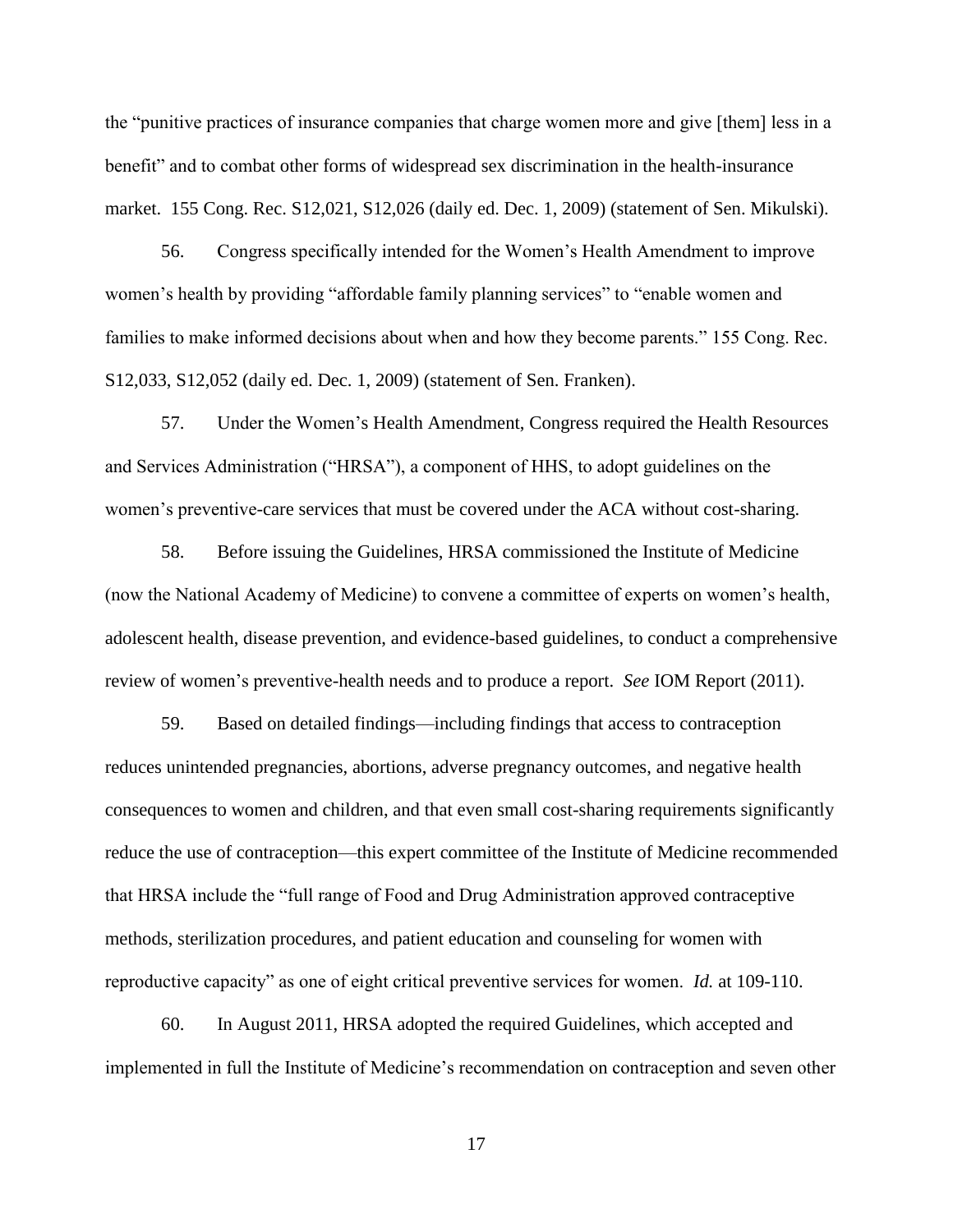the "punitive practices of insurance companies that charge women more and give [them] less in a benefit" and to combat other forms of widespread sex discrimination in the health-insurance market. 155 Cong. Rec. S12,021, S12,026 (daily ed. Dec. 1, 2009) (statement of Sen. Mikulski).

56. Congress specifically intended for the Women's Health Amendment to improve women's health by providing "affordable family planning services" to "enable women and families to make informed decisions about when and how they become parents." 155 Cong. Rec. S12,033, S12,052 (daily ed. Dec. 1, 2009) (statement of Sen. Franken).

57. Under the Women's Health Amendment, Congress required the Health Resources and Services Administration ("HRSA"), a component of HHS, to adopt guidelines on the women's preventive-care services that must be covered under the ACA without cost-sharing.

58. Before issuing the Guidelines, HRSA commissioned the Institute of Medicine (now the National Academy of Medicine) to convene a committee of experts on women's health, adolescent health, disease prevention, and evidence-based guidelines, to conduct a comprehensive review of women's preventive-health needs and to produce a report. *See* IOM Report (2011).

59. Based on detailed findings—including findings that access to contraception reduces unintended pregnancies, abortions, adverse pregnancy outcomes, and negative health consequences to women and children, and that even small cost-sharing requirements significantly reduce the use of contraception—this expert committee of the Institute of Medicine recommended that HRSA include the "full range of Food and Drug Administration approved contraceptive methods, sterilization procedures, and patient education and counseling for women with reproductive capacity" as one of eight critical preventive services for women. *Id.* at 109-110.

60. In August 2011, HRSA adopted the required Guidelines, which accepted and implemented in full the Institute of Medicine's recommendation on contraception and seven other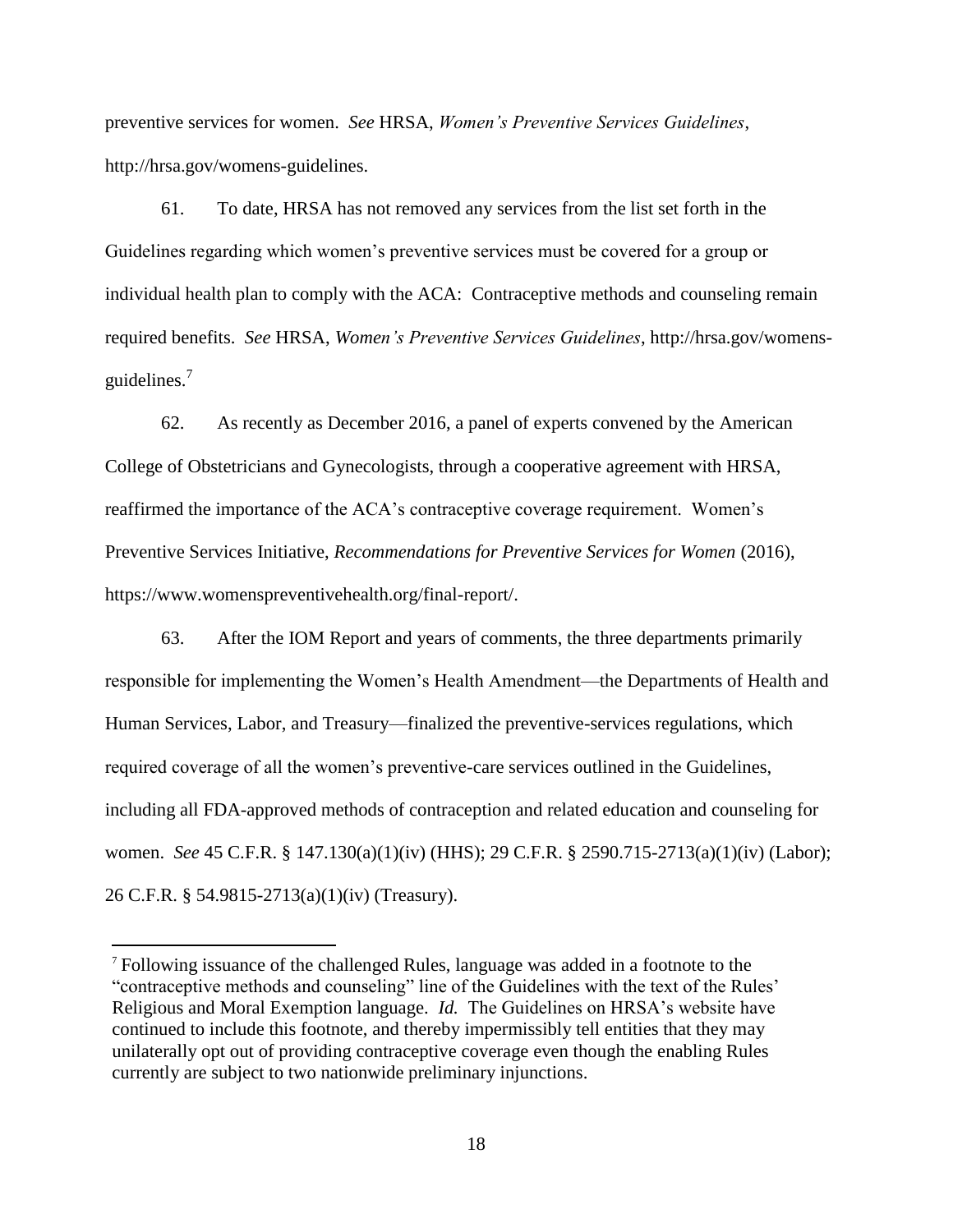preventive services for women. *See* HRSA, *Women's Preventive Services Guidelines*, http://hrsa.gov/womens-guidelines.

61. To date, HRSA has not removed any services from the list set forth in the Guidelines regarding which women's preventive services must be covered for a group or individual health plan to comply with the ACA: Contraceptive methods and counseling remain required benefits. *See* HRSA, *Women's Preventive Services Guidelines*, http://hrsa.gov/womens-guidelines.[7]

62. As recently as December 2016, a panel of experts convened by the American College of Obstetricians and Gynecologists, through a cooperative agreement with HRSA, reaffirmed the importance of the ACA's contraceptive coverage requirement. Women's Preventive Services Initiative, *Recommendations for Preventive Services for Women* (2016), https://www.womenspreventivehealth.org/final-report/.

63. After the IOM Report and years of comments, the three departments primarily responsible for implementing the Women's Health Amendment—the Departments of Health and Human Services, Labor, and Treasury—finalized the preventive-services regulations, which required coverage of all the women's preventive-care services outlined in the Guidelines, including all FDA-approved methods of contraception and related education and counseling for women. *See* 45 C.F.R. § 147.130(a)(1)(iv) (HHS); 29 C.F.R. § 2590.715-2713(a)(1)(iv) (Labor); 26 C.F.R. § 54.9815-2713(a)(1)(iv) (Treasury).

---

[7] Following issuance of the challenged Rules, language was added in a footnote to the "contraceptive methods and counseling" line of the Guidelines with the text of the Rules' Religious and Moral Exemption language. *Id.* The Guidelines on HRSA's website have continued to include this footnote, and thereby impermissibly tell entities that they may unilaterally opt out of providing contraceptive coverage even though the enabling Rules currently are subject to two nationwide preliminary injunctions.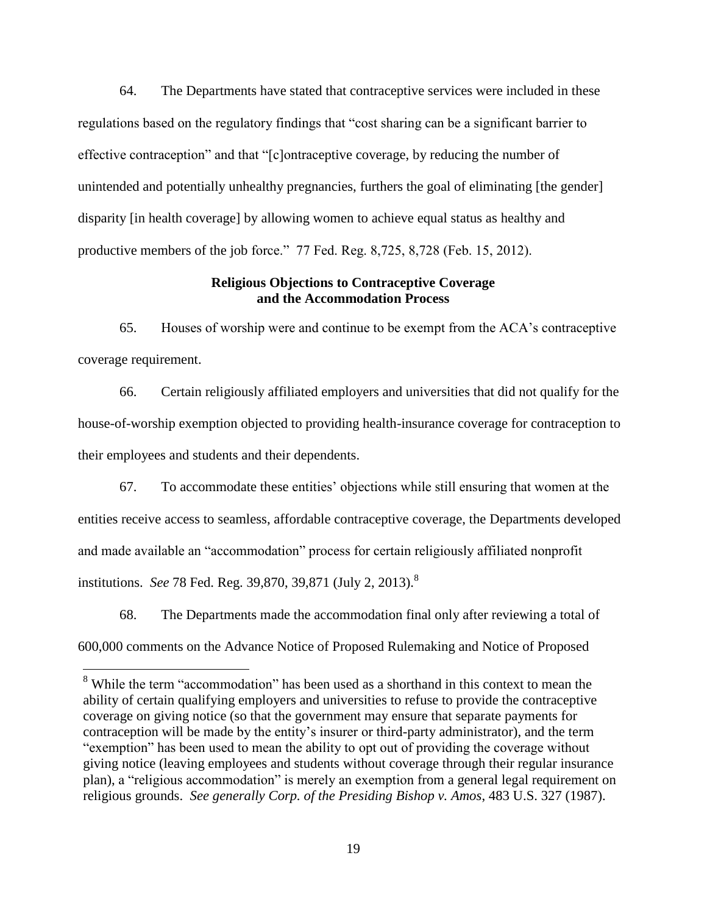64. The Departments have stated that contraceptive services were included in these regulations based on the regulatory findings that "cost sharing can be a significant barrier to effective contraception" and that "[c]ontraceptive coverage, by reducing the number of unintended and potentially unhealthy pregnancies, furthers the goal of eliminating [the gender] disparity [in health coverage] by allowing women to achieve equal status as healthy and productive members of the job force." 77 Fed. Reg. 8,725, 8,728 (Feb. 15, 2012).

**Religious Objections to Contraceptive Coverage and the Accommodation Process**

65. Houses of worship were and continue to be exempt from the ACA's contraceptive coverage requirement.

66. Certain religiously affiliated employers and universities that did not qualify for the house-of-worship exemption objected to providing health-insurance coverage for contraception to their employees and students and their dependents.

67. To accommodate these entities' objections while still ensuring that women at the entities receive access to seamless, affordable contraceptive coverage, the Departments developed and made available an "accommodation" process for certain religiously affiliated nonprofit institutions. *See* 78 Fed. Reg. 39,870, 39,871 (July 2, 2013).[8]

68. The Departments made the accommodation final only after reviewing a total of 600,000 comments on the Advance Notice of Proposed Rulemaking and Notice of Proposed

[8] While the term "accommodation" has been used as a shorthand in this context to mean the ability of certain qualifying employers and universities to refuse to provide the contraceptive coverage on giving notice (so that the government may ensure that separate payments for contraception will be made by the entity's insurer or third-party administrator), and the term "exemption" has been used to mean the ability to opt out of providing the coverage without giving notice (leaving employees and students without coverage through their regular insurance plan), a "religious accommodation" is merely an exemption from a general legal requirement on religious grounds. *See generally Corp. of the Presiding Bishop v. Amos*, 483 U.S. 327 (1987).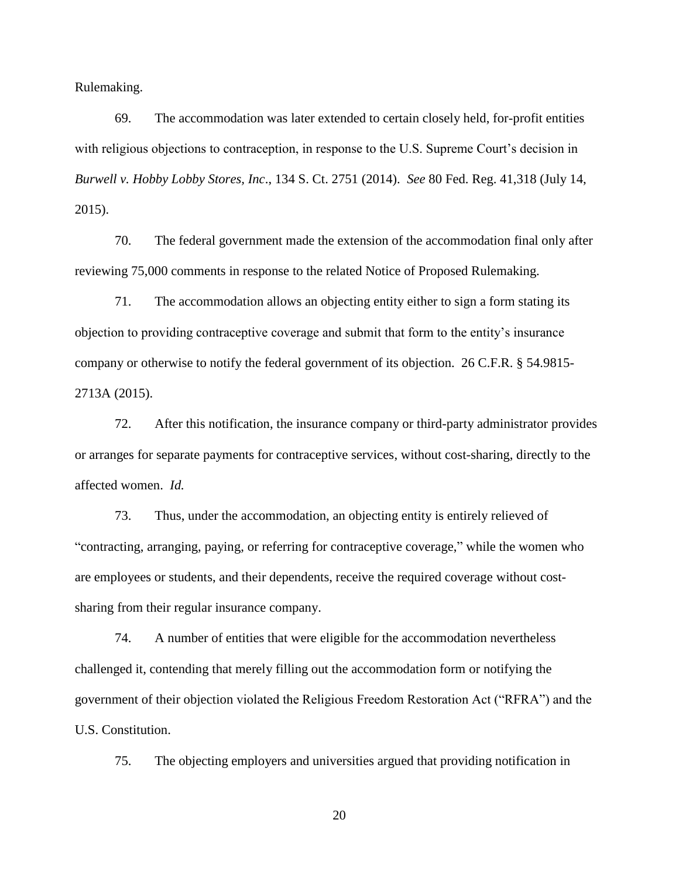Rulemaking.

69. The accommodation was later extended to certain closely held, for-profit entities with religious objections to contraception, in response to the U.S. Supreme Court's decision in *Burwell v. Hobby Lobby Stores, Inc*., 134 S. Ct. 2751 (2014). *See* 80 Fed. Reg. 41,318 (July 14, 2015).

70. The federal government made the extension of the accommodation final only after reviewing 75,000 comments in response to the related Notice of Proposed Rulemaking.

71. The accommodation allows an objecting entity either to sign a form stating its objection to providing contraceptive coverage and submit that form to the entity's insurance company or otherwise to notify the federal government of its objection. 26 C.F.R. § 54.9815-2713A (2015).

72. After this notification, the insurance company or third-party administrator provides or arranges for separate payments for contraceptive services, without cost-sharing, directly to the affected women. *Id.*

73. Thus, under the accommodation, an objecting entity is entirely relieved of "contracting, arranging, paying, or referring for contraceptive coverage," while the women who are employees or students, and their dependents, receive the required coverage without cost-sharing from their regular insurance company.

74. A number of entities that were eligible for the accommodation nevertheless challenged it, contending that merely filling out the accommodation form or notifying the government of their objection violated the Religious Freedom Restoration Act ("RFRA") and the U.S. Constitution.

75. The objecting employers and universities argued that providing notification in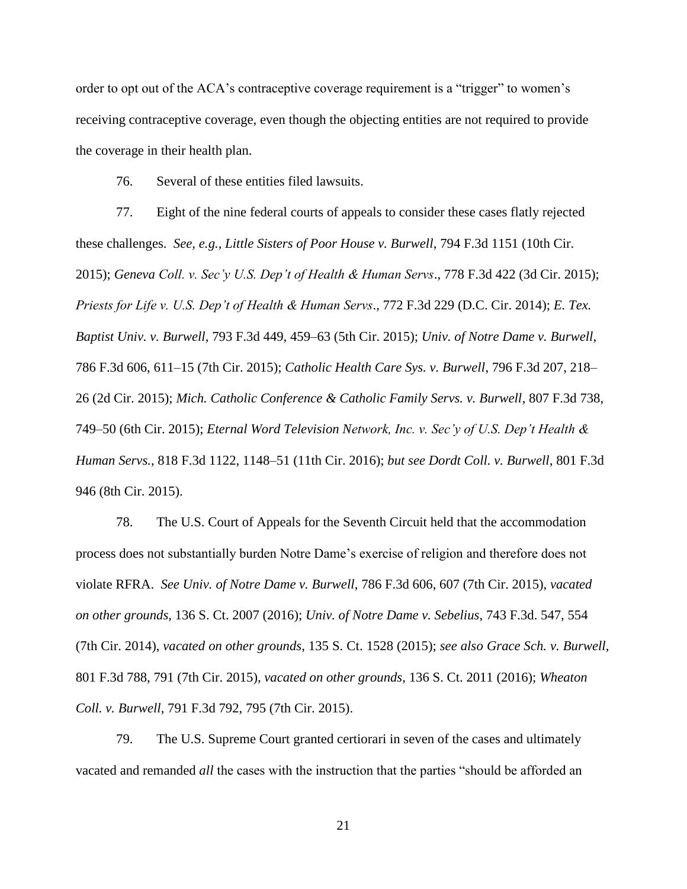order to opt out of the ACA's contraceptive coverage requirement is a "trigger" to women's receiving contraceptive coverage, even though the objecting entities are not required to provide the coverage in their health plan.

76. Several of these entities filed lawsuits.

77. Eight of the nine federal courts of appeals to consider these cases flatly rejected these challenges. *See, e.g.*, *Little Sisters of Poor House v. Burwell*, 794 F.3d 1151 (10th Cir. 2015); *Geneva Coll. v. Sec'y U.S. Dep't of Health & Human Servs*., 778 F.3d 422 (3d Cir. 2015); *Priests for Life v. U.S. Dep't of Health & Human Servs*., 772 F.3d 229 (D.C. Cir. 2014); *E. Tex. Baptist Univ. v. Burwell*, 793 F.3d 449, 459–63 (5th Cir. 2015); *Univ. of Notre Dame v. Burwell*, 786 F.3d 606, 611–15 (7th Cir. 2015); *Catholic Health Care Sys. v. Burwell*, 796 F.3d 207, 218–26 (2d Cir. 2015); *Mich. Catholic Conference & Catholic Family Servs. v. Burwell*, 807 F.3d 738, 749–50 (6th Cir. 2015); *Eternal Word Television Network, Inc. v. Sec'y of U.S. Dep't Health & Human Servs.*, 818 F.3d 1122, 1148–51 (11th Cir. 2016); *but see Dordt Coll. v. Burwell*, 801 F.3d 946 (8th Cir. 2015).

78. The U.S. Court of Appeals for the Seventh Circuit held that the accommodation process does not substantially burden Notre Dame's exercise of religion and therefore does not violate RFRA. *See Univ. of Notre Dame v. Burwell*, 786 F.3d 606, 607 (7th Cir. 2015), *vacated on other grounds*, 136 S. Ct. 2007 (2016); *Univ. of Notre Dame v. Sebelius*, 743 F.3d. 547, 554 (7th Cir. 2014), *vacated on other grounds*, 135 S. Ct. 1528 (2015); *see also Grace Sch. v. Burwell*, 801 F.3d 788, 791 (7th Cir. 2015), *vacated on other grounds*, 136 S. Ct. 2011 (2016); *Wheaton Coll. v. Burwell*, 791 F.3d 792, 795 (7th Cir. 2015).

79. The U.S. Supreme Court granted certiorari in seven of the cases and ultimately vacated and remanded *all* the cases with the instruction that the parties "should be afforded an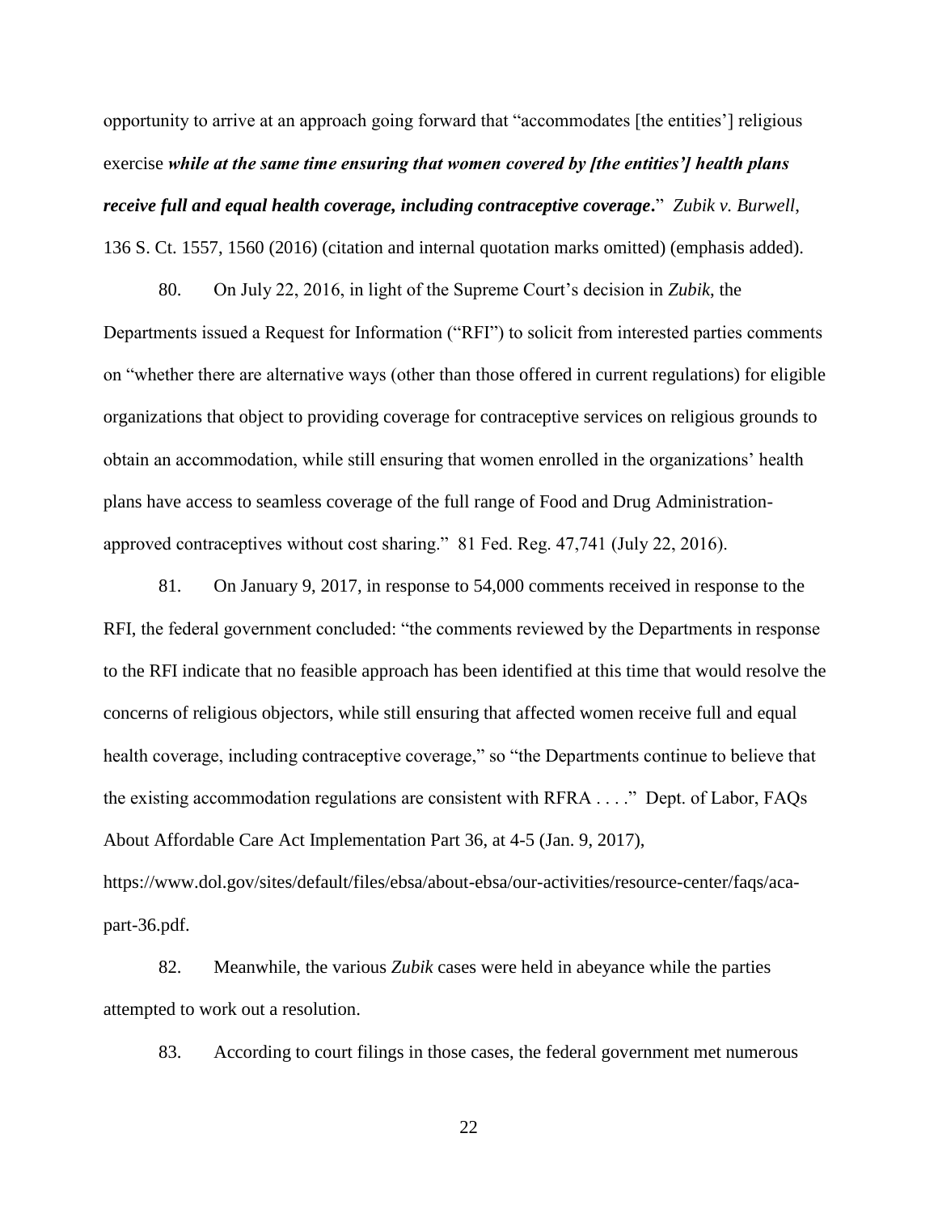opportunity to arrive at an approach going forward that "accommodates [the entities'] religious exercise ***while at the same time ensuring that women covered by [the entities'] health plans receive full and equal health coverage, including contraceptive coverage***." *Zubik v. Burwell*, 136 S. Ct. 1557, 1560 (2016) (citation and internal quotation marks omitted) (emphasis added).

80. On July 22, 2016, in light of the Supreme Court's decision in *Zubik*, the Departments issued a Request for Information ("RFI") to solicit from interested parties comments on "whether there are alternative ways (other than those offered in current regulations) for eligible organizations that object to providing coverage for contraceptive services on religious grounds to obtain an accommodation, while still ensuring that women enrolled in the organizations' health plans have access to seamless coverage of the full range of Food and Drug Administration-approved contraceptives without cost sharing." 81 Fed. Reg. 47,741 (July 22, 2016).

81. On January 9, 2017, in response to 54,000 comments received in response to the RFI, the federal government concluded: "the comments reviewed by the Departments in response to the RFI indicate that no feasible approach has been identified at this time that would resolve the concerns of religious objectors, while still ensuring that affected women receive full and equal health coverage, including contraceptive coverage," so "the Departments continue to believe that the existing accommodation regulations are consistent with RFRA . . . ." Dept. of Labor, FAQs About Affordable Care Act Implementation Part 36, at 4-5 (Jan. 9, 2017), https://www.dol.gov/sites/default/files/ebsa/about-ebsa/our-activities/resource-center/faqs/aca-part-36.pdf.

82. Meanwhile, the various *Zubik* cases were held in abeyance while the parties attempted to work out a resolution.

83. According to court filings in those cases, the federal government met numerous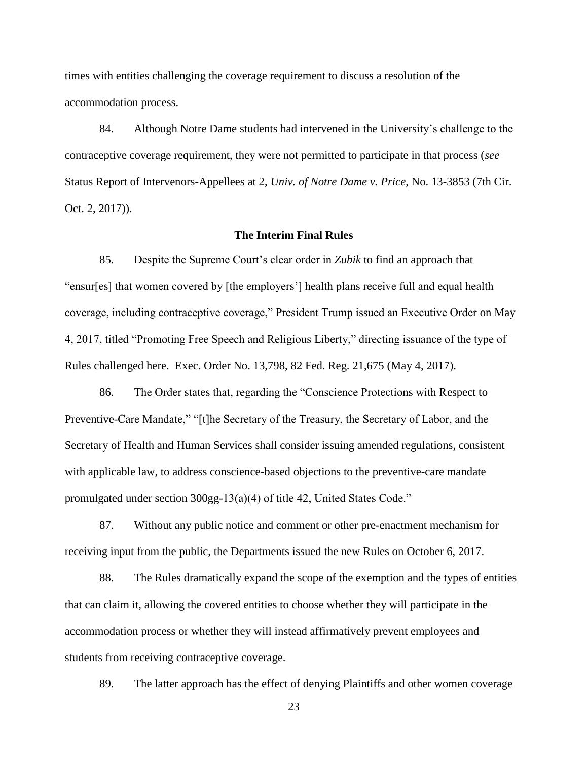times with entities challenging the coverage requirement to discuss a resolution of the accommodation process.

84. Although Notre Dame students had intervened in the University's challenge to the contraceptive coverage requirement, they were not permitted to participate in that process (*see* Status Report of Intervenors-Appellees at 2, *Univ. of Notre Dame v. Price*, No. 13-3853 (7th Cir. Oct. 2, 2017)).

**The Interim Final Rules**

85. Despite the Supreme Court's clear order in *Zubik* to find an approach that "ensur[es] that women covered by [the employers'] health plans receive full and equal health coverage, including contraceptive coverage," President Trump issued an Executive Order on May 4, 2017, titled "Promoting Free Speech and Religious Liberty," directing issuance of the type of Rules challenged here. Exec. Order No. 13,798, 82 Fed. Reg. 21,675 (May 4, 2017).

86. The Order states that, regarding the "Conscience Protections with Respect to Preventive-Care Mandate," "[t]he Secretary of the Treasury, the Secretary of Labor, and the Secretary of Health and Human Services shall consider issuing amended regulations, consistent with applicable law, to address conscience-based objections to the preventive-care mandate promulgated under section 300gg-13(a)(4) of title 42, United States Code."

87. Without any public notice and comment or other pre-enactment mechanism for receiving input from the public, the Departments issued the new Rules on October 6, 2017.

88. The Rules dramatically expand the scope of the exemption and the types of entities that can claim it, allowing the covered entities to choose whether they will participate in the accommodation process or whether they will instead affirmatively prevent employees and students from receiving contraceptive coverage.

89. The latter approach has the effect of denying Plaintiffs and other women coverage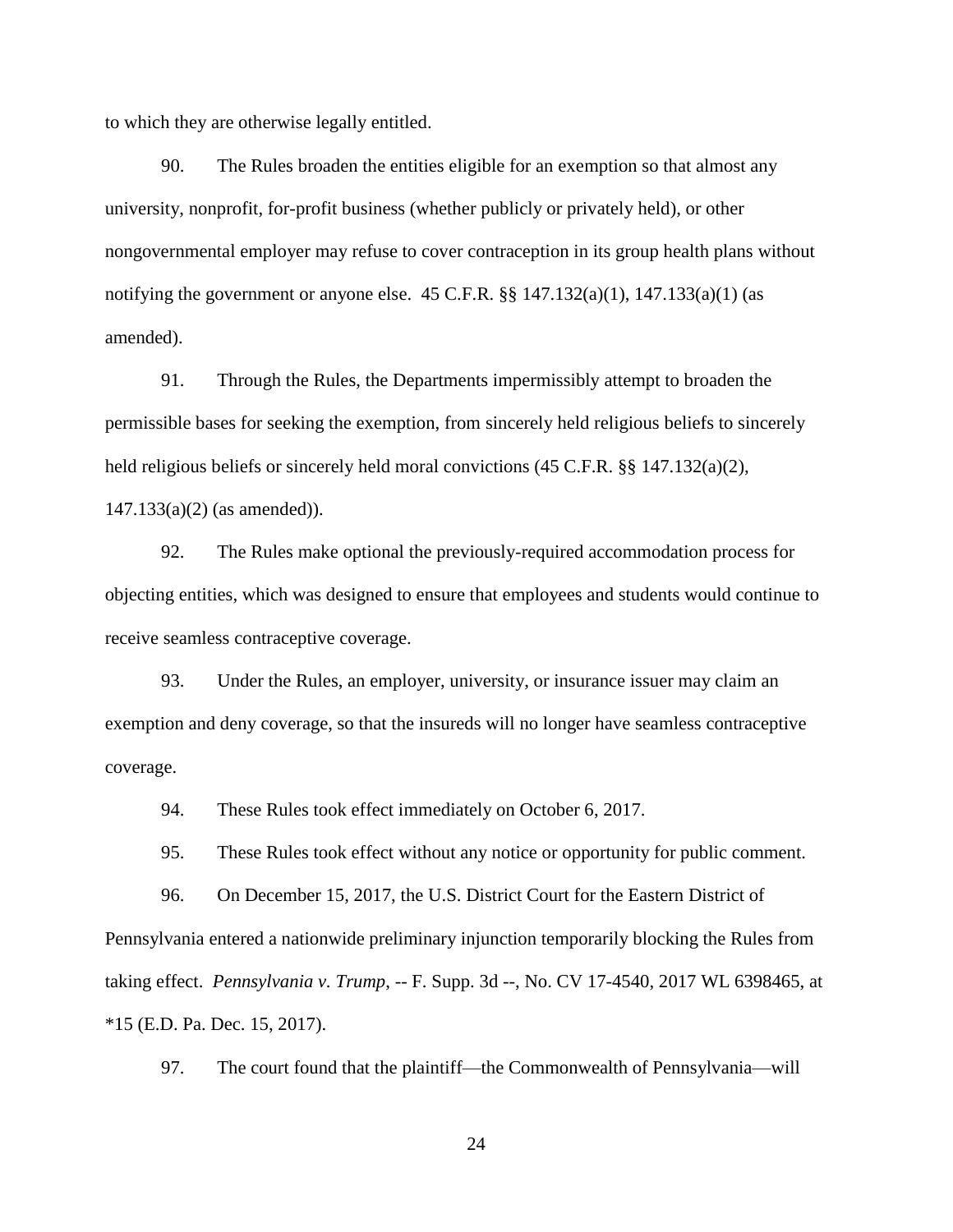to which they are otherwise legally entitled.

90. The Rules broaden the entities eligible for an exemption so that almost any university, nonprofit, for-profit business (whether publicly or privately held), or other nongovernmental employer may refuse to cover contraception in its group health plans without notifying the government or anyone else. 45 C.F.R. §§ 147.132(a)(1), 147.133(a)(1) (as amended).

91. Through the Rules, the Departments impermissibly attempt to broaden the permissible bases for seeking the exemption, from sincerely held religious beliefs to sincerely held religious beliefs or sincerely held moral convictions (45 C.F.R. §§ 147.132(a)(2), 147.133(a)(2) (as amended)).

92. The Rules make optional the previously-required accommodation process for objecting entities, which was designed to ensure that employees and students would continue to receive seamless contraceptive coverage.

93. Under the Rules, an employer, university, or insurance issuer may claim an exemption and deny coverage, so that the insureds will no longer have seamless contraceptive coverage.

94. These Rules took effect immediately on October 6, 2017.

95. These Rules took effect without any notice or opportunity for public comment.

96. On December 15, 2017, the U.S. District Court for the Eastern District of Pennsylvania entered a nationwide preliminary injunction temporarily blocking the Rules from taking effect. *Pennsylvania v. Trump*, -- F. Supp. 3d --, No. CV 17-4540, 2017 WL 6398465, at *15 (E.D. Pa. Dec. 15, 2017).

97. The court found that the plaintiff—the Commonwealth of Pennsylvania—will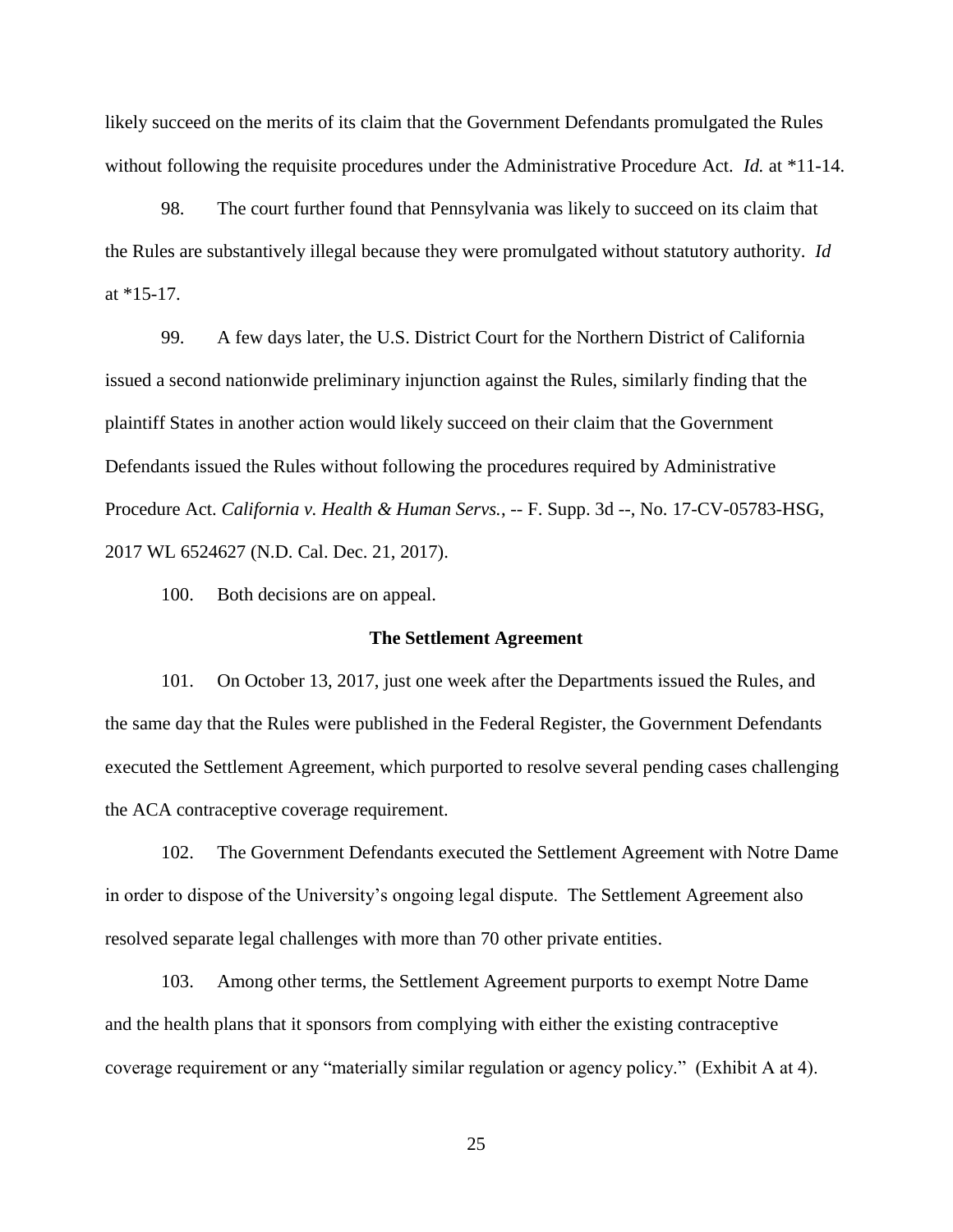likely succeed on the merits of its claim that the Government Defendants promulgated the Rules without following the requisite procedures under the Administrative Procedure Act. *Id.* at *11-14.

98. The court further found that Pennsylvania was likely to succeed on its claim that the Rules are substantively illegal because they were promulgated without statutory authority. *Id* at *15-17.

99. A few days later, the U.S. District Court for the Northern District of California issued a second nationwide preliminary injunction against the Rules, similarly finding that the plaintiff States in another action would likely succeed on their claim that the Government Defendants issued the Rules without following the procedures required by Administrative Procedure Act. *California v. Health & Human Servs.*, -- F. Supp. 3d --, No. 17-CV-05783-HSG, 2017 WL 6524627 (N.D. Cal. Dec. 21, 2017).

100. Both decisions are on appeal.

**The Settlement Agreement**

101. On October 13, 2017, just one week after the Departments issued the Rules, and the same day that the Rules were published in the Federal Register, the Government Defendants executed the Settlement Agreement, which purported to resolve several pending cases challenging the ACA contraceptive coverage requirement.

102. The Government Defendants executed the Settlement Agreement with Notre Dame in order to dispose of the University's ongoing legal dispute. The Settlement Agreement also resolved separate legal challenges with more than 70 other private entities.

103. Among other terms, the Settlement Agreement purports to exempt Notre Dame and the health plans that it sponsors from complying with either the existing contraceptive coverage requirement or any "materially similar regulation or agency policy." (Exhibit A at 4).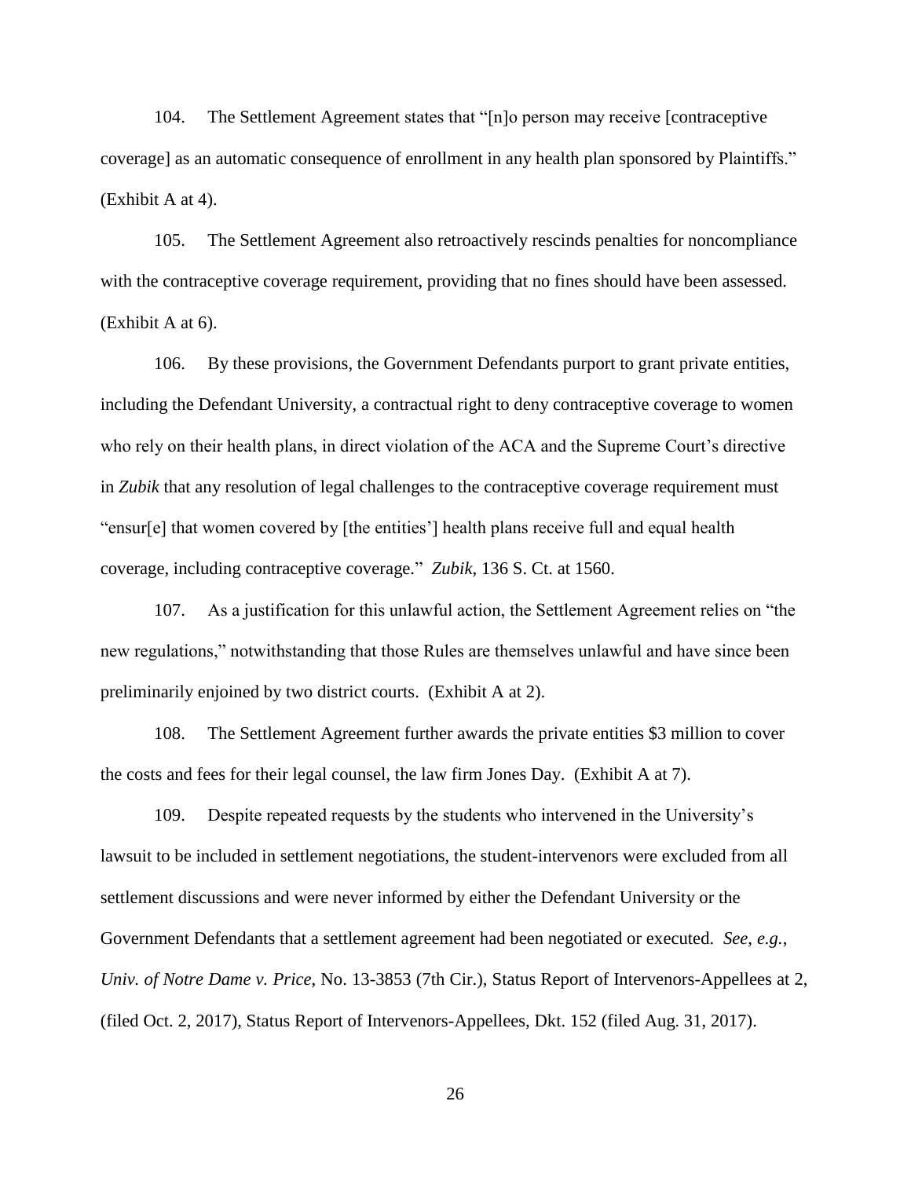104. The Settlement Agreement states that "[n]o person may receive [contraceptive coverage] as an automatic consequence of enrollment in any health plan sponsored by Plaintiffs." (Exhibit A at 4).

105. The Settlement Agreement also retroactively rescinds penalties for noncompliance with the contraceptive coverage requirement, providing that no fines should have been assessed. (Exhibit A at 6).

106. By these provisions, the Government Defendants purport to grant private entities, including the Defendant University, a contractual right to deny contraceptive coverage to women who rely on their health plans, in direct violation of the ACA and the Supreme Court's directive in *Zubik* that any resolution of legal challenges to the contraceptive coverage requirement must "ensur[e] that women covered by [the entities'] health plans receive full and equal health coverage, including contraceptive coverage." *Zubik*, 136 S. Ct. at 1560.

107. As a justification for this unlawful action, the Settlement Agreement relies on "the new regulations," notwithstanding that those Rules are themselves unlawful and have since been preliminarily enjoined by two district courts. (Exhibit A at 2).

108. The Settlement Agreement further awards the private entities \$3 million to cover the costs and fees for their legal counsel, the law firm Jones Day. (Exhibit A at 7).

109. Despite repeated requests by the students who intervened in the University's lawsuit to be included in settlement negotiations, the student-intervenors were excluded from all settlement discussions and were never informed by either the Defendant University or the Government Defendants that a settlement agreement had been negotiated or executed. *See, e.g.*, *Univ. of Notre Dame v. Price*, No. 13-3853 (7th Cir.), Status Report of Intervenors-Appellees at 2, (filed Oct. 2, 2017), Status Report of Intervenors-Appellees, Dkt. 152 (filed Aug. 31, 2017).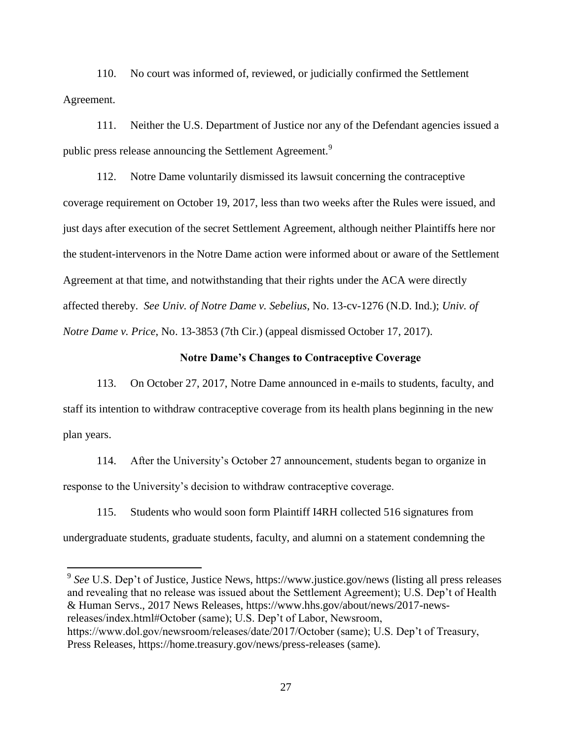110. No court was informed of, reviewed, or judicially confirmed the Settlement Agreement.

111. Neither the U.S. Department of Justice nor any of the Defendant agencies issued a public press release announcing the Settlement Agreement.[9]

112. Notre Dame voluntarily dismissed its lawsuit concerning the contraceptive coverage requirement on October 19, 2017, less than two weeks after the Rules were issued, and just days after execution of the secret Settlement Agreement, although neither Plaintiffs here nor the student-intervenors in the Notre Dame action were informed about or aware of the Settlement Agreement at that time, and notwithstanding that their rights under the ACA were directly affected thereby. *See Univ. of Notre Dame v. Sebelius*, No. 13-cv-1276 (N.D. Ind.); *Univ. of Notre Dame v. Price*, No. 13-3853 (7th Cir.) (appeal dismissed October 17, 2017).

**Notre Dame's Changes to Contraceptive Coverage**

113. On October 27, 2017, Notre Dame announced in e-mails to students, faculty, and staff its intention to withdraw contraceptive coverage from its health plans beginning in the new plan years.

114. After the University's October 27 announcement, students began to organize in response to the University's decision to withdraw contraceptive coverage.

115. Students who would soon form Plaintiff I4RH collected 516 signatures from undergraduate students, graduate students, faculty, and alumni on a statement condemning the

[9] *See* U.S. Dep't of Justice, Justice News, https://www.justice.gov/news (listing all press releases and revealing that no release was issued about the Settlement Agreement); U.S. Dep't of Health & Human Servs., 2017 News Releases, https://www.hhs.gov/about/news/2017-news-releases/index.html#October (same); U.S. Dep't of Labor, Newsroom, https://www.dol.gov/newsroom/releases/date/2017/October (same); U.S. Dep't of Treasury, Press Releases, https://home.treasury.gov/news/press-releases (same).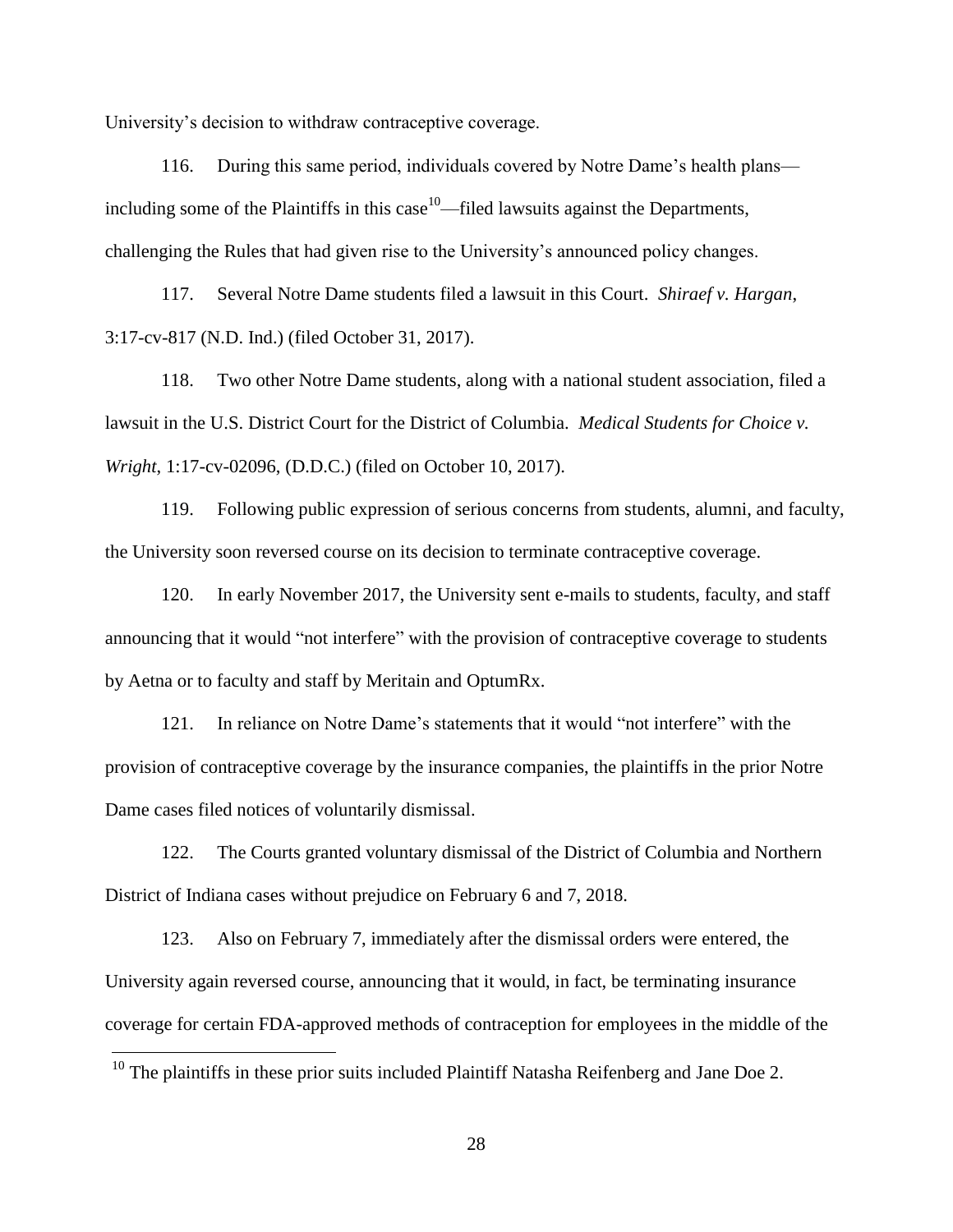University's decision to withdraw contraceptive coverage.

116. During this same period, individuals covered by Notre Dame's health plans—including some of the Plaintiffs in this case[10]—filed lawsuits against the Departments, challenging the Rules that had given rise to the University's announced policy changes.

117. Several Notre Dame students filed a lawsuit in this Court. *Shiraef v. Hargan*, 3:17-cv-817 (N.D. Ind.) (filed October 31, 2017).

118. Two other Notre Dame students, along with a national student association, filed a lawsuit in the U.S. District Court for the District of Columbia. *Medical Students for Choice v. Wright*, 1:17-cv-02096, (D.D.C.) (filed on October 10, 2017).

119. Following public expression of serious concerns from students, alumni, and faculty, the University soon reversed course on its decision to terminate contraceptive coverage.

120. In early November 2017, the University sent e-mails to students, faculty, and staff announcing that it would "not interfere" with the provision of contraceptive coverage to students by Aetna or to faculty and staff by Meritain and OptumRx.

121. In reliance on Notre Dame's statements that it would "not interfere" with the provision of contraceptive coverage by the insurance companies, the plaintiffs in the prior Notre Dame cases filed notices of voluntarily dismissal.

122. The Courts granted voluntary dismissal of the District of Columbia and Northern District of Indiana cases without prejudice on February 6 and 7, 2018.

123. Also on February 7, immediately after the dismissal orders were entered, the University again reversed course, announcing that it would, in fact, be terminating insurance coverage for certain FDA-approved methods of contraception for employees in the middle of the

[10] The plaintiffs in these prior suits included Plaintiff Natasha Reifenberg and Jane Doe 2.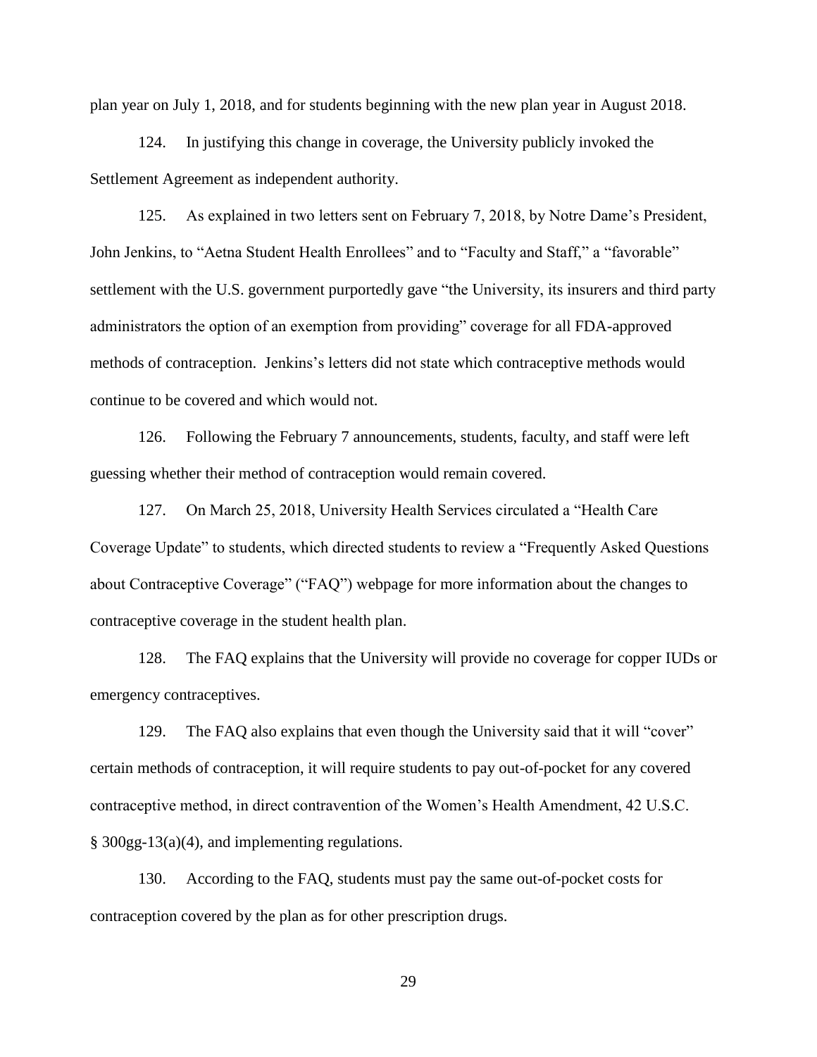plan year on July 1, 2018, and for students beginning with the new plan year in August 2018.

124. In justifying this change in coverage, the University publicly invoked the Settlement Agreement as independent authority.

125. As explained in two letters sent on February 7, 2018, by Notre Dame's President, John Jenkins, to "Aetna Student Health Enrollees" and to "Faculty and Staff," a "favorable" settlement with the U.S. government purportedly gave "the University, its insurers and third party administrators the option of an exemption from providing" coverage for all FDA-approved methods of contraception. Jenkins's letters did not state which contraceptive methods would continue to be covered and which would not.

126. Following the February 7 announcements, students, faculty, and staff were left guessing whether their method of contraception would remain covered.

127. On March 25, 2018, University Health Services circulated a "Health Care Coverage Update" to students, which directed students to review a "Frequently Asked Questions about Contraceptive Coverage" ("FAQ") webpage for more information about the changes to contraceptive coverage in the student health plan.

128. The FAQ explains that the University will provide no coverage for copper IUDs or emergency contraceptives.

129. The FAQ also explains that even though the University said that it will "cover" certain methods of contraception, it will require students to pay out-of-pocket for any covered contraceptive method, in direct contravention of the Women's Health Amendment, 42 U.S.C. § 300gg-13(a)(4), and implementing regulations.

130. According to the FAQ, students must pay the same out-of-pocket costs for contraception covered by the plan as for other prescription drugs.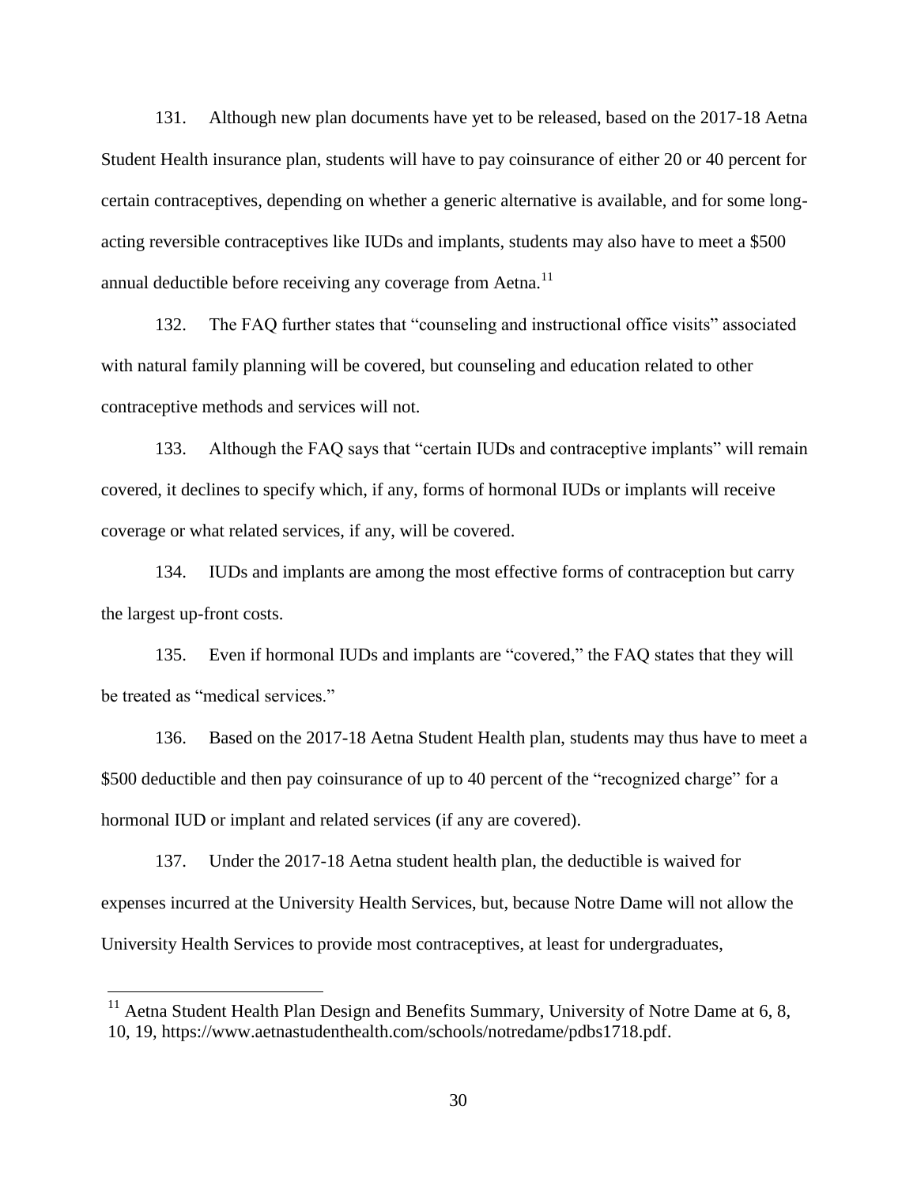131. Although new plan documents have yet to be released, based on the 2017-18 Aetna Student Health insurance plan, students will have to pay coinsurance of either 20 or 40 percent for certain contraceptives, depending on whether a generic alternative is available, and for some long-acting reversible contraceptives like IUDs and implants, students may also have to meet a $500 annual deductible before receiving any coverage from Aetna.[11]

132. The FAQ further states that "counseling and instructional office visits" associated with natural family planning will be covered, but counseling and education related to other contraceptive methods and services will not.

133. Although the FAQ says that "certain IUDs and contraceptive implants" will remain covered, it declines to specify which, if any, forms of hormonal IUDs or implants will receive coverage or what related services, if any, will be covered.

134. IUDs and implants are among the most effective forms of contraception but carry the largest up-front costs.

135. Even if hormonal IUDs and implants are "covered," the FAQ states that they will be treated as "medical services."

136. Based on the 2017-18 Aetna Student Health plan, students may thus have to meet a $500 deductible and then pay coinsurance of up to 40 percent of the "recognized charge" for a hormonal IUD or implant and related services (if any are covered).

137. Under the 2017-18 Aetna student health plan, the deductible is waived for expenses incurred at the University Health Services, but, because Notre Dame will not allow the University Health Services to provide most contraceptives, at least for undergraduates,

---

[11] Aetna Student Health Plan Design and Benefits Summary, University of Notre Dame at 6, 8, 10, 19, https://www.aetnastudenthealth.com/schools/notredame/pdbs1718.pdf.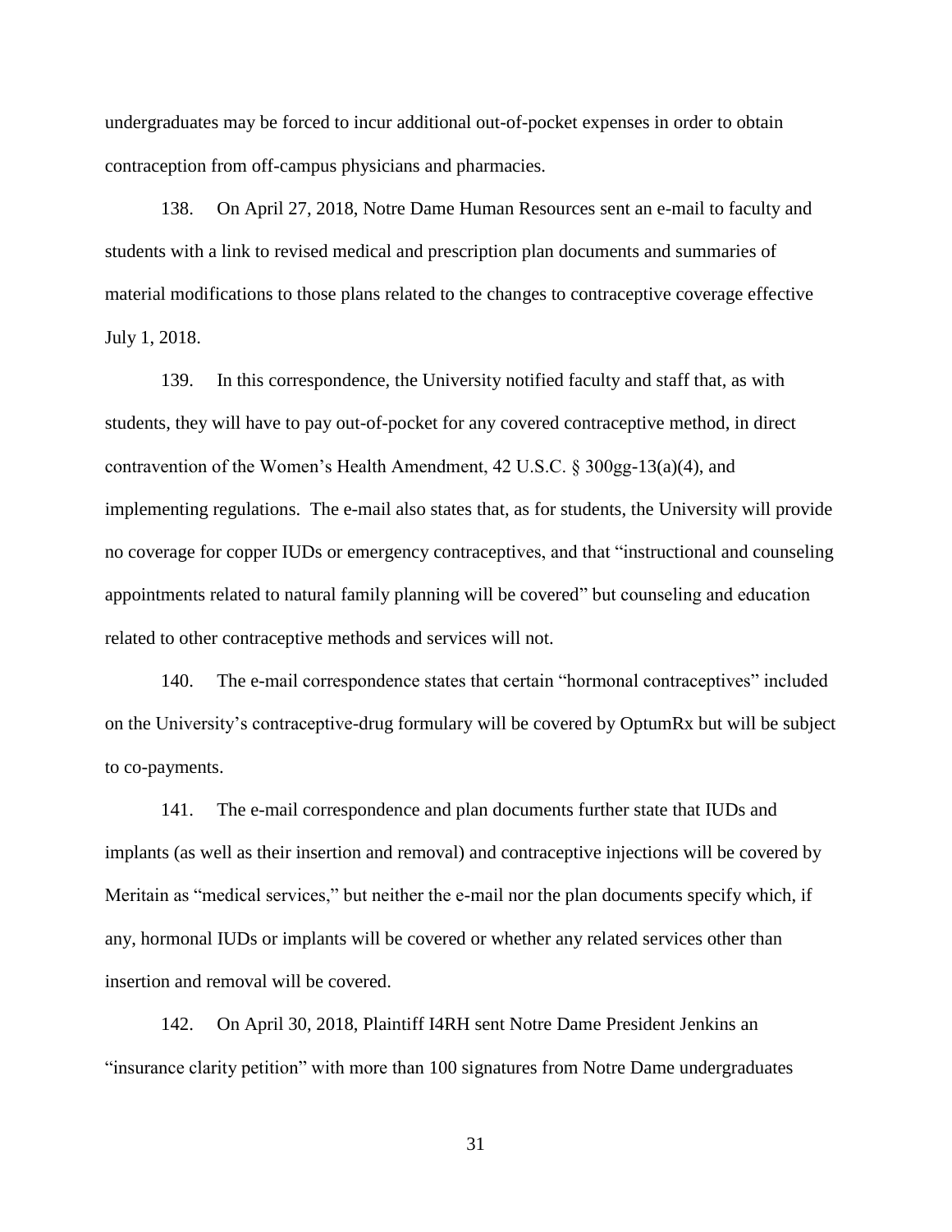undergraduates may be forced to incur additional out-of-pocket expenses in order to obtain contraception from off-campus physicians and pharmacies.

138. On April 27, 2018, Notre Dame Human Resources sent an e-mail to faculty and students with a link to revised medical and prescription plan documents and summaries of material modifications to those plans related to the changes to contraceptive coverage effective July 1, 2018.

139. In this correspondence, the University notified faculty and staff that, as with students, they will have to pay out-of-pocket for any covered contraceptive method, in direct contravention of the Women's Health Amendment, 42 U.S.C. § 300gg-13(a)(4), and implementing regulations. The e-mail also states that, as for students, the University will provide no coverage for copper IUDs or emergency contraceptives, and that "instructional and counseling appointments related to natural family planning will be covered" but counseling and education related to other contraceptive methods and services will not.

140. The e-mail correspondence states that certain "hormonal contraceptives" included on the University's contraceptive-drug formulary will be covered by OptumRx but will be subject to co-payments.

141. The e-mail correspondence and plan documents further state that IUDs and implants (as well as their insertion and removal) and contraceptive injections will be covered by Meritain as "medical services," but neither the e-mail nor the plan documents specify which, if any, hormonal IUDs or implants will be covered or whether any related services other than insertion and removal will be covered.

142. On April 30, 2018, Plaintiff I4RH sent Notre Dame President Jenkins an "insurance clarity petition" with more than 100 signatures from Notre Dame undergraduates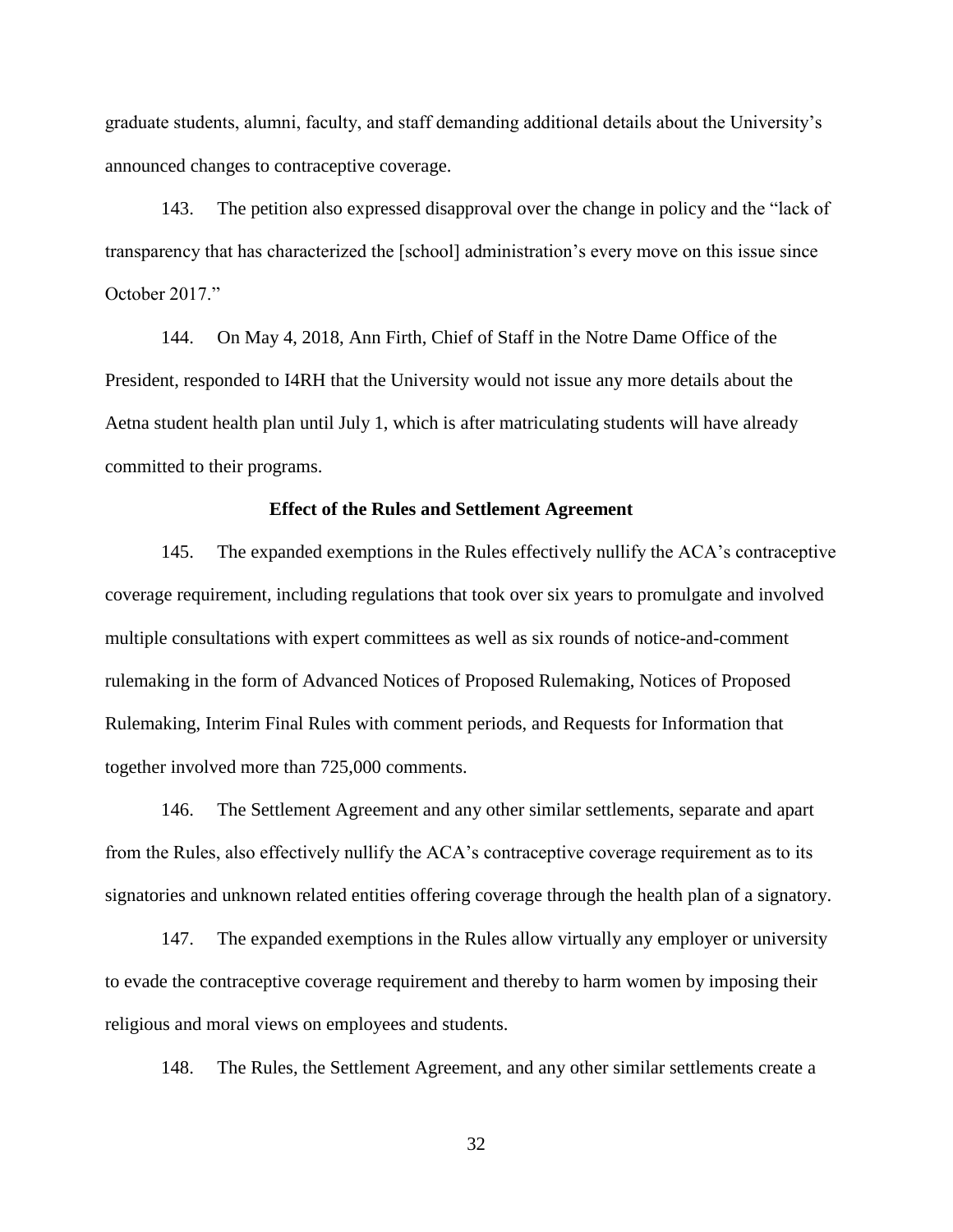graduate students, alumni, faculty, and staff demanding additional details about the University's announced changes to contraceptive coverage.

143. The petition also expressed disapproval over the change in policy and the "lack of transparency that has characterized the [school] administration's every move on this issue since October 2017."

144. On May 4, 2018, Ann Firth, Chief of Staff in the Notre Dame Office of the President, responded to I4RH that the University would not issue any more details about the Aetna student health plan until July 1, which is after matriculating students will have already committed to their programs.

**Effect of the Rules and Settlement Agreement**

145. The expanded exemptions in the Rules effectively nullify the ACA's contraceptive coverage requirement, including regulations that took over six years to promulgate and involved multiple consultations with expert committees as well as six rounds of notice-and-comment rulemaking in the form of Advanced Notices of Proposed Rulemaking, Notices of Proposed Rulemaking, Interim Final Rules with comment periods, and Requests for Information that together involved more than 725,000 comments.

146. The Settlement Agreement and any other similar settlements, separate and apart from the Rules, also effectively nullify the ACA's contraceptive coverage requirement as to its signatories and unknown related entities offering coverage through the health plan of a signatory.

147. The expanded exemptions in the Rules allow virtually any employer or university to evade the contraceptive coverage requirement and thereby to harm women by imposing their religious and moral views on employees and students.

148. The Rules, the Settlement Agreement, and any other similar settlements create a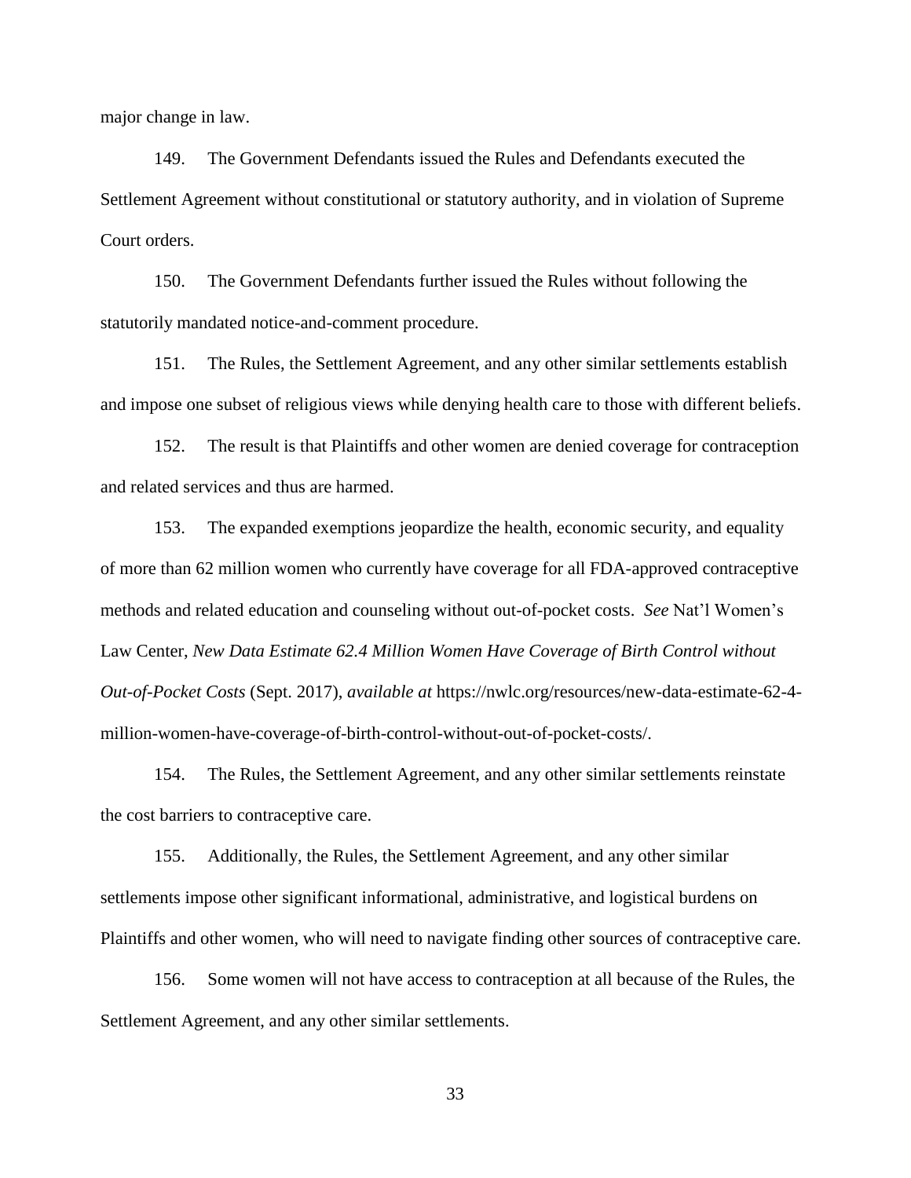major change in law.

149. The Government Defendants issued the Rules and Defendants executed the Settlement Agreement without constitutional or statutory authority, and in violation of Supreme Court orders.

150. The Government Defendants further issued the Rules without following the statutorily mandated notice-and-comment procedure.

151. The Rules, the Settlement Agreement, and any other similar settlements establish and impose one subset of religious views while denying health care to those with different beliefs.

152. The result is that Plaintiffs and other women are denied coverage for contraception and related services and thus are harmed.

153. The expanded exemptions jeopardize the health, economic security, and equality of more than 62 million women who currently have coverage for all FDA-approved contraceptive methods and related education and counseling without out-of-pocket costs. *See* Nat'l Women's Law Center, *New Data Estimate 62.4 Million Women Have Coverage of Birth Control without Out-of-Pocket Costs* (Sept. 2017), *available at* https://nwlc.org/resources/new-data-estimate-62-4-million-women-have-coverage-of-birth-control-without-out-of-pocket-costs/.

154. The Rules, the Settlement Agreement, and any other similar settlements reinstate the cost barriers to contraceptive care.

155. Additionally, the Rules, the Settlement Agreement, and any other similar settlements impose other significant informational, administrative, and logistical burdens on Plaintiffs and other women, who will need to navigate finding other sources of contraceptive care.

156. Some women will not have access to contraception at all because of the Rules, the Settlement Agreement, and any other similar settlements.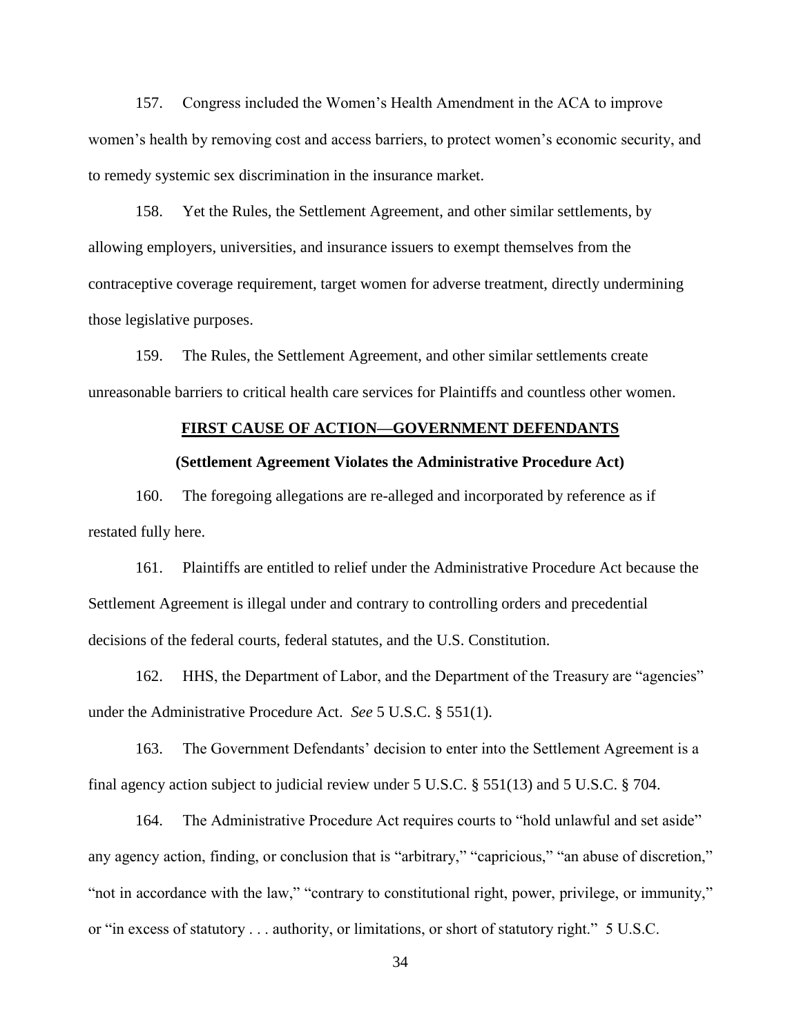157. Congress included the Women's Health Amendment in the ACA to improve women's health by removing cost and access barriers, to protect women's economic security, and to remedy systemic sex discrimination in the insurance market.

158. Yet the Rules, the Settlement Agreement, and other similar settlements, by allowing employers, universities, and insurance issuers to exempt themselves from the contraceptive coverage requirement, target women for adverse treatment, directly undermining those legislative purposes.

159. The Rules, the Settlement Agreement, and other similar settlements create unreasonable barriers to critical health care services for Plaintiffs and countless other women.

## FIRST CAUSE OF ACTION—GOVERNMENT DEFENDANTS

### (Settlement Agreement Violates the Administrative Procedure Act)

160. The foregoing allegations are re-alleged and incorporated by reference as if restated fully here.

161. Plaintiffs are entitled to relief under the Administrative Procedure Act because the Settlement Agreement is illegal under and contrary to controlling orders and precedential decisions of the federal courts, federal statutes, and the U.S. Constitution.

162. HHS, the Department of Labor, and the Department of the Treasury are "agencies" under the Administrative Procedure Act. *See* 5 U.S.C. § 551(1).

163. The Government Defendants' decision to enter into the Settlement Agreement is a final agency action subject to judicial review under 5 U.S.C. § 551(13) and 5 U.S.C. § 704.

164. The Administrative Procedure Act requires courts to "hold unlawful and set aside" any agency action, finding, or conclusion that is "arbitrary," "capricious," "an abuse of discretion," "not in accordance with the law," "contrary to constitutional right, power, privilege, or immunity," or "in excess of statutory . . . authority, or limitations, or short of statutory right." 5 U.S.C.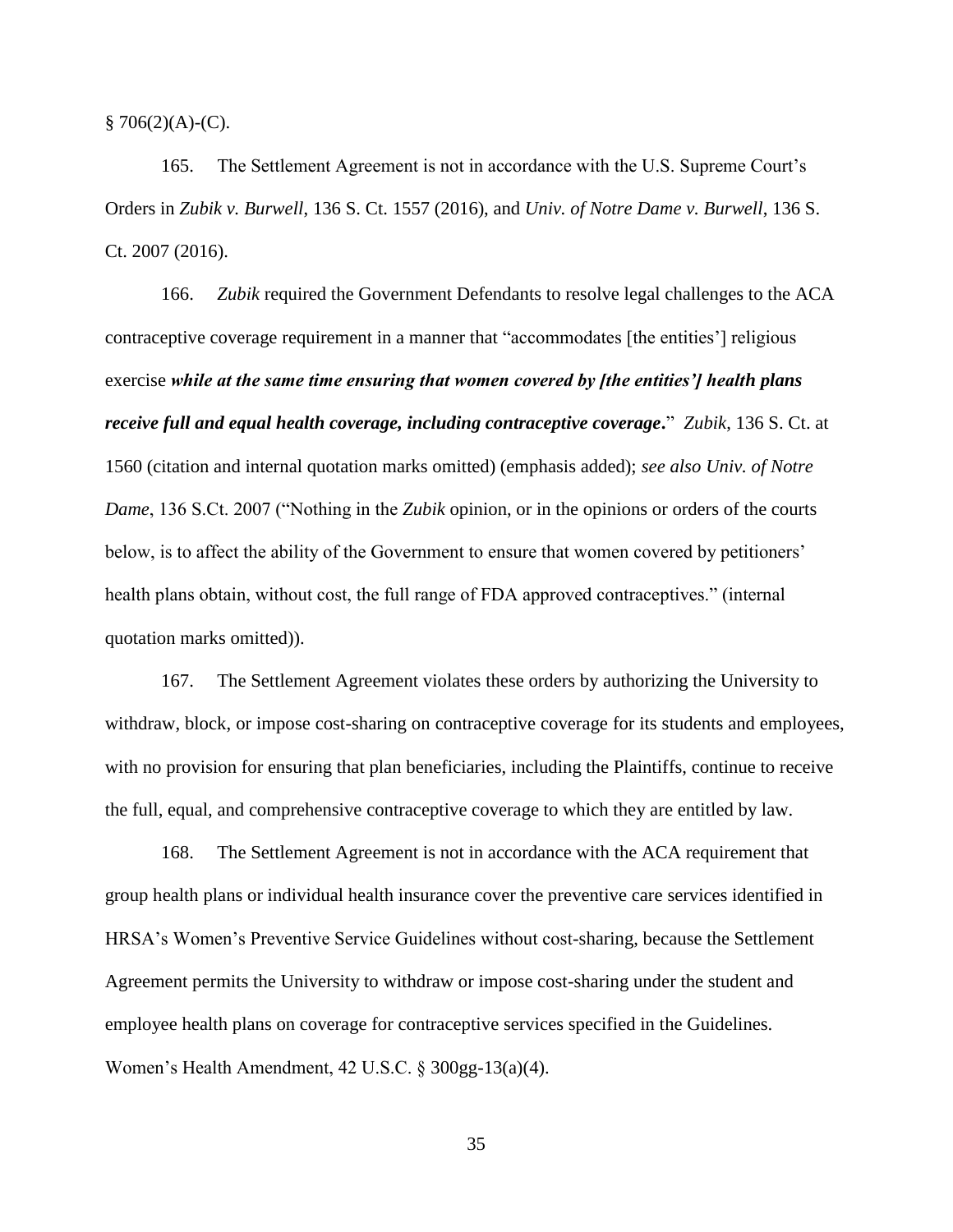§ 706(2)(A)-(C).

165. The Settlement Agreement is not in accordance with the U.S. Supreme Court's Orders in *Zubik v. Burwell*, 136 S. Ct. 1557 (2016), and *Univ. of Notre Dame v. Burwell*, 136 S. Ct. 2007 (2016).

166. *Zubik* required the Government Defendants to resolve legal challenges to the ACA contraceptive coverage requirement in a manner that "accommodates [the entities'] religious exercise ***while at the same time ensuring that women covered by [the entities'] health plans receive full and equal health coverage, including contraceptive coverage***." *Zubik*, 136 S. Ct. at 1560 (citation and internal quotation marks omitted) (emphasis added); *see also Univ. of Notre Dame*, 136 S.Ct. 2007 ("Nothing in the *Zubik* opinion, or in the opinions or orders of the courts below, is to affect the ability of the Government to ensure that women covered by petitioners' health plans obtain, without cost, the full range of FDA approved contraceptives." (internal quotation marks omitted)).

167. The Settlement Agreement violates these orders by authorizing the University to withdraw, block, or impose cost-sharing on contraceptive coverage for its students and employees, with no provision for ensuring that plan beneficiaries, including the Plaintiffs, continue to receive the full, equal, and comprehensive contraceptive coverage to which they are entitled by law.

168. The Settlement Agreement is not in accordance with the ACA requirement that group health plans or individual health insurance cover the preventive care services identified in HRSA's Women's Preventive Service Guidelines without cost-sharing, because the Settlement Agreement permits the University to withdraw or impose cost-sharing under the student and employee health plans on coverage for contraceptive services specified in the Guidelines. Women's Health Amendment, 42 U.S.C. § 300gg-13(a)(4).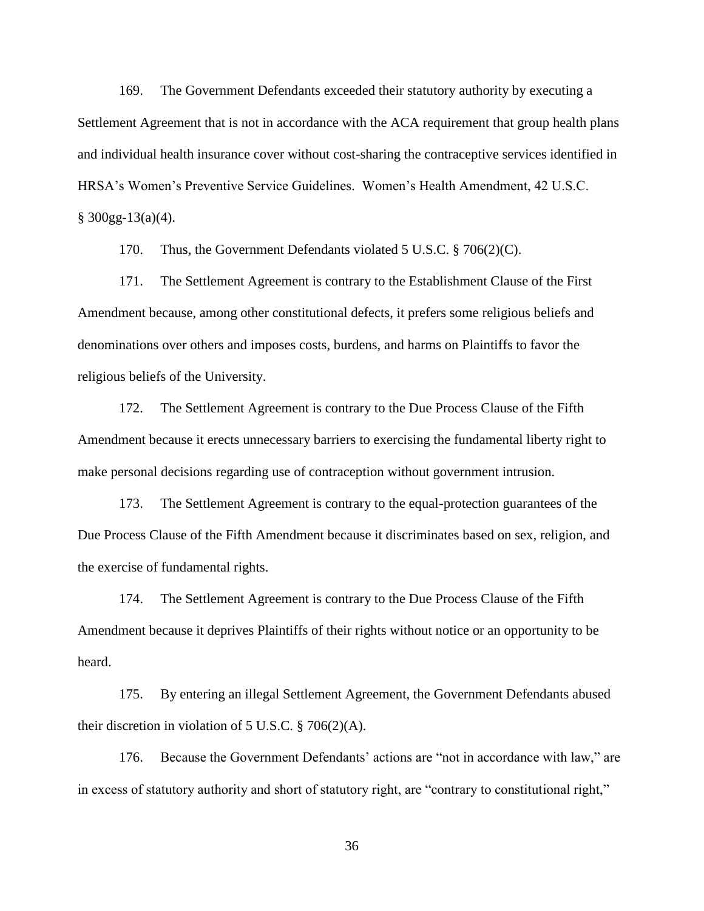169. The Government Defendants exceeded their statutory authority by executing a Settlement Agreement that is not in accordance with the ACA requirement that group health plans and individual health insurance cover without cost-sharing the contraceptive services identified in HRSA's Women's Preventive Service Guidelines. Women's Health Amendment, 42 U.S.C. § 300gg-13(a)(4).

170. Thus, the Government Defendants violated 5 U.S.C. § 706(2)(C).

171. The Settlement Agreement is contrary to the Establishment Clause of the First Amendment because, among other constitutional defects, it prefers some religious beliefs and denominations over others and imposes costs, burdens, and harms on Plaintiffs to favor the religious beliefs of the University.

172. The Settlement Agreement is contrary to the Due Process Clause of the Fifth Amendment because it erects unnecessary barriers to exercising the fundamental liberty right to make personal decisions regarding use of contraception without government intrusion.

173. The Settlement Agreement is contrary to the equal-protection guarantees of the Due Process Clause of the Fifth Amendment because it discriminates based on sex, religion, and the exercise of fundamental rights.

174. The Settlement Agreement is contrary to the Due Process Clause of the Fifth Amendment because it deprives Plaintiffs of their rights without notice or an opportunity to be heard.

175. By entering an illegal Settlement Agreement, the Government Defendants abused their discretion in violation of 5 U.S.C. § 706(2)(A).

176. Because the Government Defendants' actions are "not in accordance with law," are in excess of statutory authority and short of statutory right, are "contrary to constitutional right,"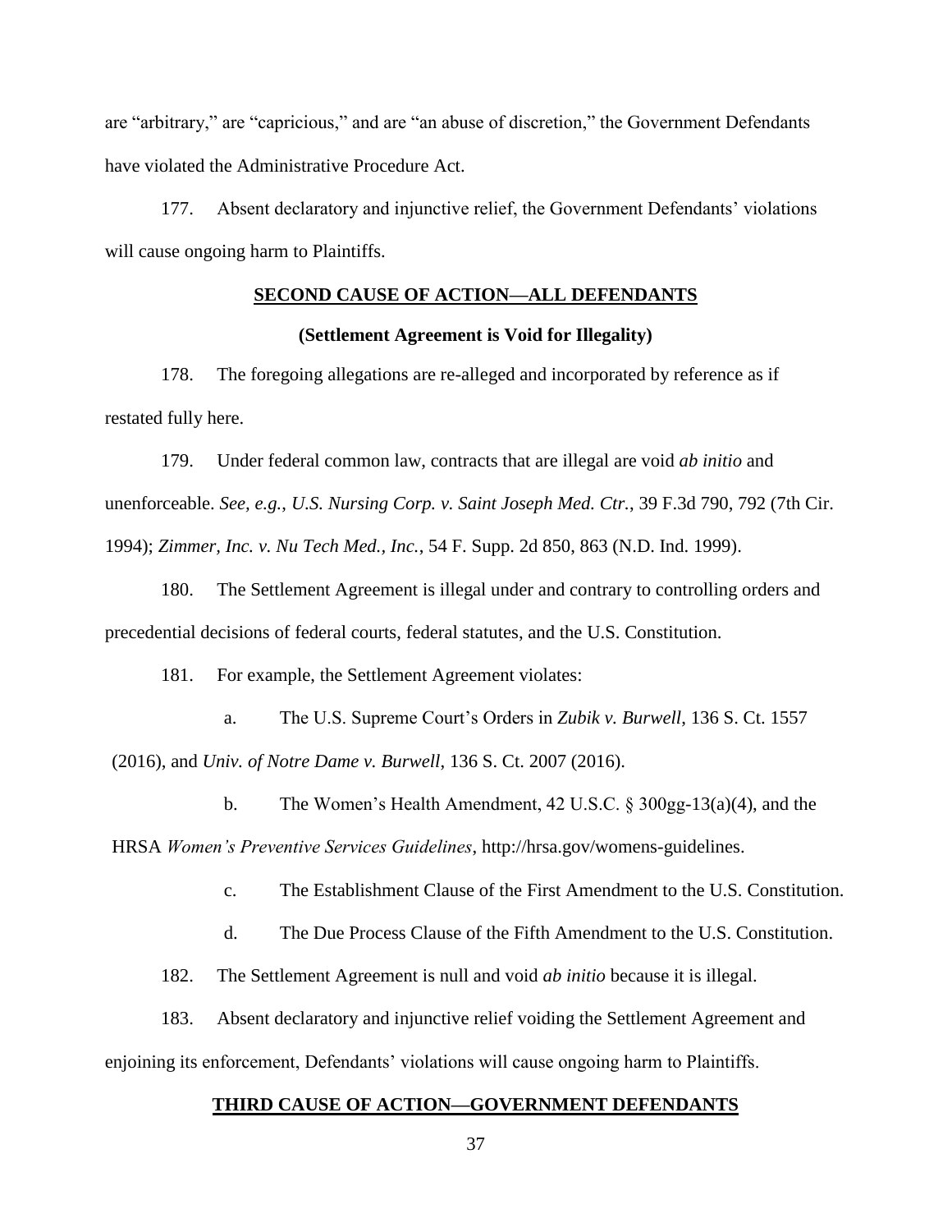are "arbitrary," are "capricious," and are "an abuse of discretion," the Government Defendants have violated the Administrative Procedure Act.

177. Absent declaratory and injunctive relief, the Government Defendants' violations will cause ongoing harm to Plaintiffs.

**SECOND CAUSE OF ACTION—ALL DEFENDANTS**

**(Settlement Agreement is Void for Illegality)**

178. The foregoing allegations are re-alleged and incorporated by reference as if restated fully here.

179. Under federal common law, contracts that are illegal are void *ab initio* and unenforceable. *See, e.g.*, *U.S. Nursing Corp. v. Saint Joseph Med. Ctr.*, 39 F.3d 790, 792 (7th Cir. 1994); *Zimmer, Inc. v. Nu Tech Med., Inc.*, 54 F. Supp. 2d 850, 863 (N.D. Ind. 1999).

180. The Settlement Agreement is illegal under and contrary to controlling orders and precedential decisions of federal courts, federal statutes, and the U.S. Constitution.

181. For example, the Settlement Agreement violates:

a. The U.S. Supreme Court's Orders in *Zubik v. Burwell*, 136 S. Ct. 1557 (2016), and *Univ. of Notre Dame v. Burwell*, 136 S. Ct. 2007 (2016).

b. The Women's Health Amendment, 42 U.S.C. § 300gg-13(a)(4), and the HRSA *Women's Preventive Services Guidelines*, http://hrsa.gov/womens-guidelines.

c. The Establishment Clause of the First Amendment to the U.S. Constitution.

d. The Due Process Clause of the Fifth Amendment to the U.S. Constitution.

182. The Settlement Agreement is null and void *ab initio* because it is illegal.

183. Absent declaratory and injunctive relief voiding the Settlement Agreement and enjoining its enforcement, Defendants' violations will cause ongoing harm to Plaintiffs.

**THIRD CAUSE OF ACTION—GOVERNMENT DEFENDANTS**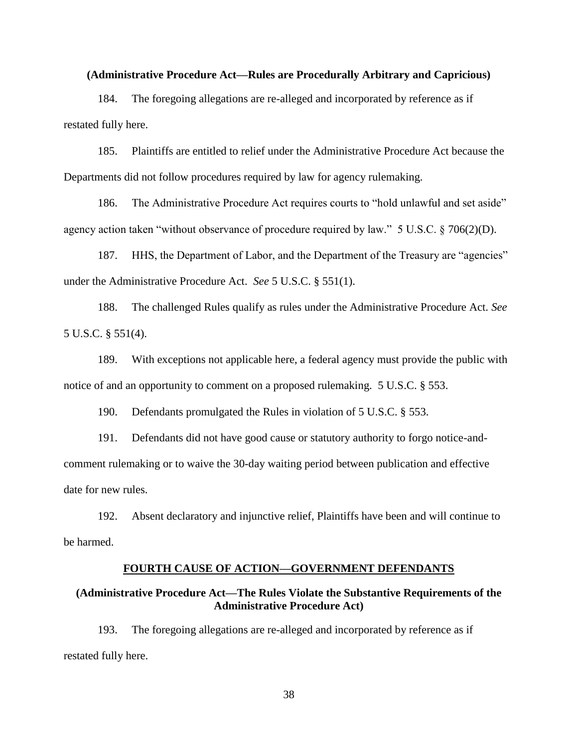**(Administrative Procedure Act—Rules are Procedurally Arbitrary and Capricious)**

184. The foregoing allegations are re-alleged and incorporated by reference as if restated fully here.

185. Plaintiffs are entitled to relief under the Administrative Procedure Act because the Departments did not follow procedures required by law for agency rulemaking.

186. The Administrative Procedure Act requires courts to "hold unlawful and set aside" agency action taken "without observance of procedure required by law." 5 U.S.C. § 706(2)(D).

187. HHS, the Department of Labor, and the Department of the Treasury are "agencies" under the Administrative Procedure Act. *See* 5 U.S.C. § 551(1).

188. The challenged Rules qualify as rules under the Administrative Procedure Act. *See* 5 U.S.C. § 551(4).

189. With exceptions not applicable here, a federal agency must provide the public with notice of and an opportunity to comment on a proposed rulemaking. 5 U.S.C. § 553.

190. Defendants promulgated the Rules in violation of 5 U.S.C. § 553.

191. Defendants did not have good cause or statutory authority to forgo notice-and-comment rulemaking or to waive the 30-day waiting period between publication and effective date for new rules.

192. Absent declaratory and injunctive relief, Plaintiffs have been and will continue to be harmed.

## FOURTH CAUSE OF ACTION—GOVERNMENT DEFENDANTS

**(Administrative Procedure Act—The Rules Violate the Substantive Requirements of the Administrative Procedure Act)**

193. The foregoing allegations are re-alleged and incorporated by reference as if restated fully here.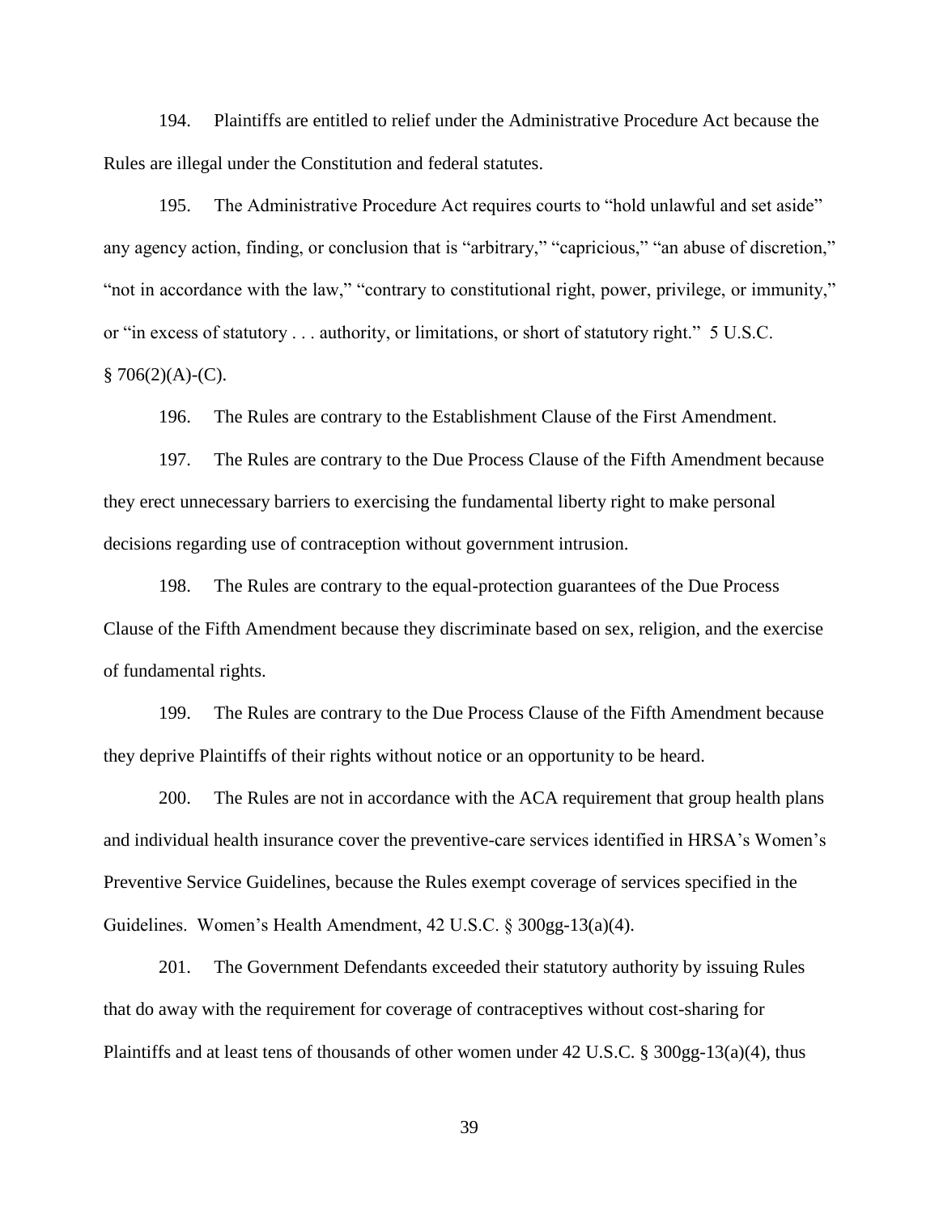194. Plaintiffs are entitled to relief under the Administrative Procedure Act because the Rules are illegal under the Constitution and federal statutes.

195. The Administrative Procedure Act requires courts to "hold unlawful and set aside" any agency action, finding, or conclusion that is "arbitrary," "capricious," "an abuse of discretion," "not in accordance with the law," "contrary to constitutional right, power, privilege, or immunity," or "in excess of statutory . . . authority, or limitations, or short of statutory right." 5 U.S.C. § 706(2)(A)-(C).

196. The Rules are contrary to the Establishment Clause of the First Amendment.

197. The Rules are contrary to the Due Process Clause of the Fifth Amendment because they erect unnecessary barriers to exercising the fundamental liberty right to make personal decisions regarding use of contraception without government intrusion.

198. The Rules are contrary to the equal-protection guarantees of the Due Process Clause of the Fifth Amendment because they discriminate based on sex, religion, and the exercise of fundamental rights.

199. The Rules are contrary to the Due Process Clause of the Fifth Amendment because they deprive Plaintiffs of their rights without notice or an opportunity to be heard.

200. The Rules are not in accordance with the ACA requirement that group health plans and individual health insurance cover the preventive-care services identified in HRSA's Women's Preventive Service Guidelines, because the Rules exempt coverage of services specified in the Guidelines. Women's Health Amendment, 42 U.S.C. § 300gg-13(a)(4).

201. The Government Defendants exceeded their statutory authority by issuing Rules that do away with the requirement for coverage of contraceptives without cost-sharing for Plaintiffs and at least tens of thousands of other women under 42 U.S.C. § 300gg-13(a)(4), thus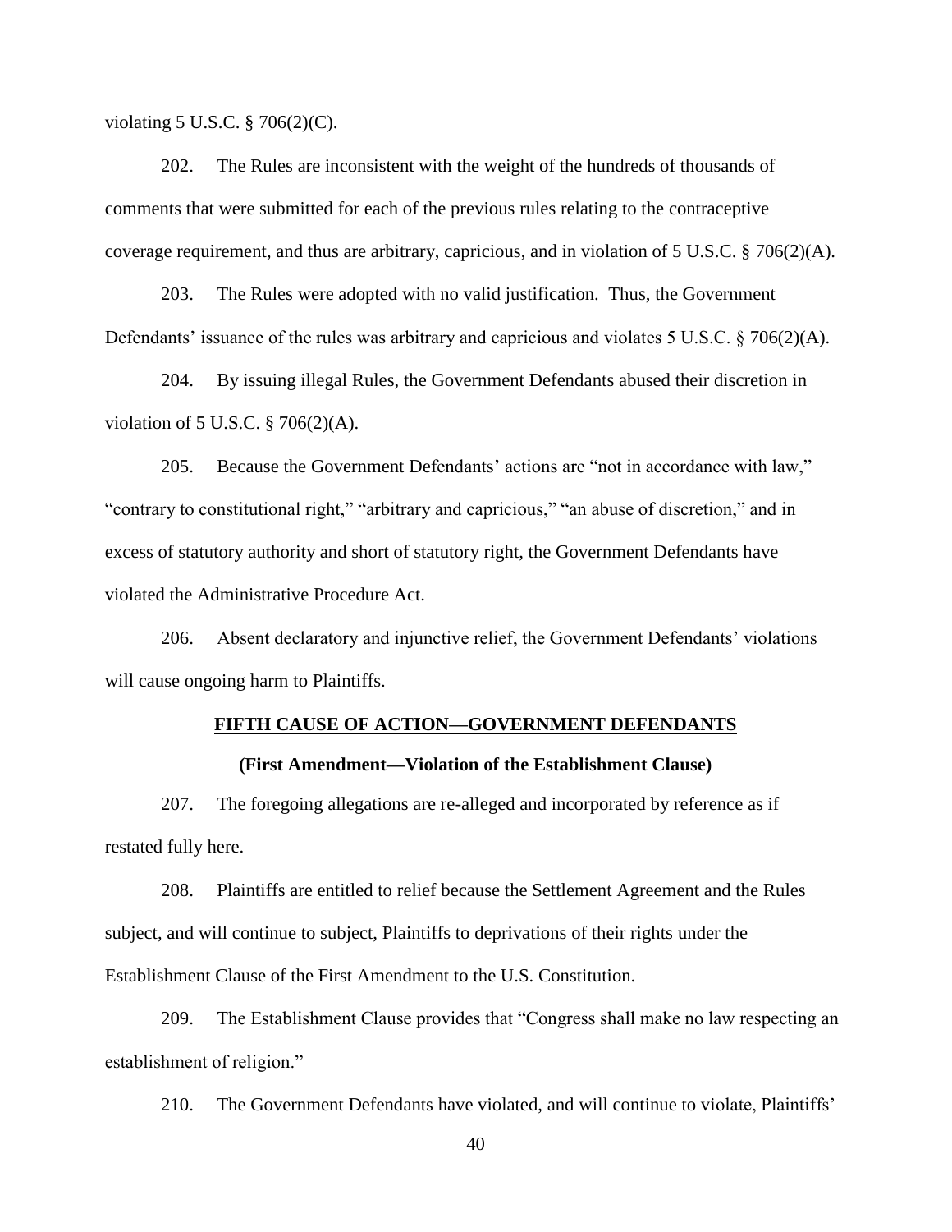violating 5 U.S.C. § 706(2)(C).

202. The Rules are inconsistent with the weight of the hundreds of thousands of comments that were submitted for each of the previous rules relating to the contraceptive coverage requirement, and thus are arbitrary, capricious, and in violation of 5 U.S.C. § 706(2)(A).

203. The Rules were adopted with no valid justification. Thus, the Government Defendants' issuance of the rules was arbitrary and capricious and violates 5 U.S.C. § 706(2)(A).

204. By issuing illegal Rules, the Government Defendants abused their discretion in violation of 5 U.S.C. § 706(2)(A).

205. Because the Government Defendants' actions are "not in accordance with law," "contrary to constitutional right," "arbitrary and capricious," "an abuse of discretion," and in excess of statutory authority and short of statutory right, the Government Defendants have violated the Administrative Procedure Act.

206. Absent declaratory and injunctive relief, the Government Defendants' violations will cause ongoing harm to Plaintiffs.

## FIFTH CAUSE OF ACTION—GOVERNMENT DEFENDANTS

### (First Amendment—Violation of the Establishment Clause)

207. The foregoing allegations are re-alleged and incorporated by reference as if restated fully here.

208. Plaintiffs are entitled to relief because the Settlement Agreement and the Rules subject, and will continue to subject, Plaintiffs to deprivations of their rights under the Establishment Clause of the First Amendment to the U.S. Constitution.

209. The Establishment Clause provides that "Congress shall make no law respecting an establishment of religion."

210. The Government Defendants have violated, and will continue to violate, Plaintiffs'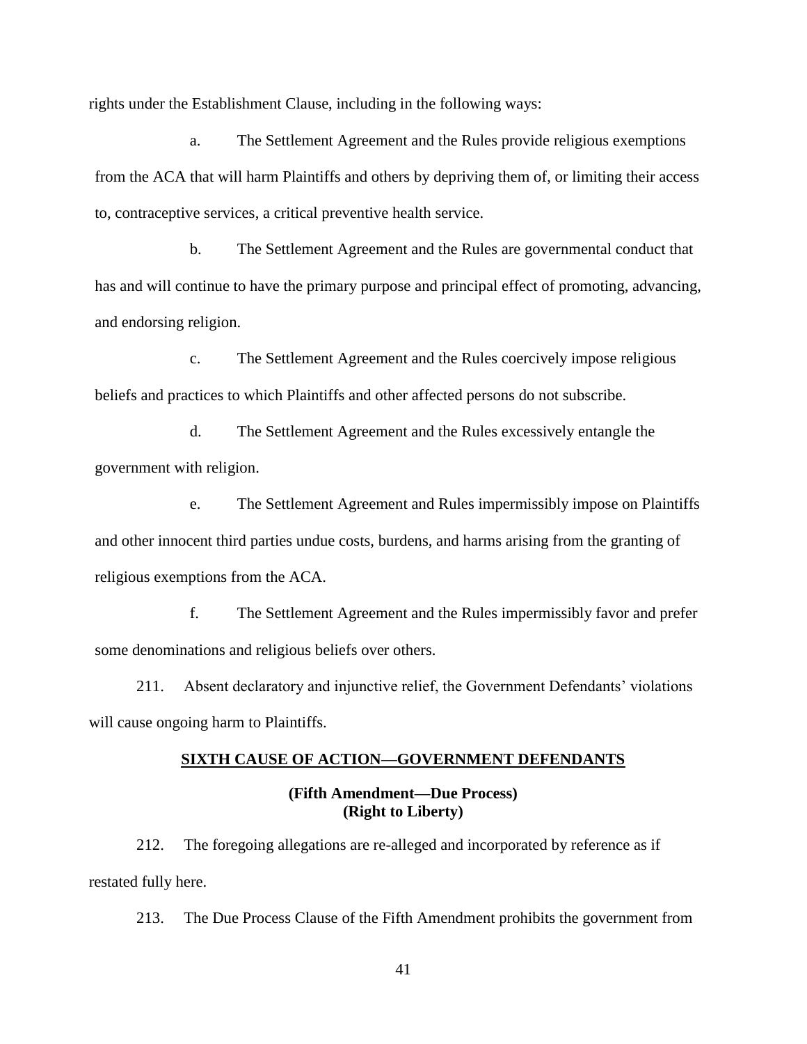rights under the Establishment Clause, including in the following ways:

a. The Settlement Agreement and the Rules provide religious exemptions from the ACA that will harm Plaintiffs and others by depriving them of, or limiting their access to, contraceptive services, a critical preventive health service.

b. The Settlement Agreement and the Rules are governmental conduct that has and will continue to have the primary purpose and principal effect of promoting, advancing, and endorsing religion.

c. The Settlement Agreement and the Rules coercively impose religious beliefs and practices to which Plaintiffs and other affected persons do not subscribe.

d. The Settlement Agreement and the Rules excessively entangle the government with religion.

e. The Settlement Agreement and Rules impermissibly impose on Plaintiffs and other innocent third parties undue costs, burdens, and harms arising from the granting of religious exemptions from the ACA.

f. The Settlement Agreement and the Rules impermissibly favor and prefer some denominations and religious beliefs over others.

211. Absent declaratory and injunctive relief, the Government Defendants' violations will cause ongoing harm to Plaintiffs.

## SIXTH CAUSE OF ACTION—GOVERNMENT DEFENDANTS

### (Fifth Amendment—Due Process) (Right to Liberty)

212. The foregoing allegations are re-alleged and incorporated by reference as if restated fully here.

213. The Due Process Clause of the Fifth Amendment prohibits the government from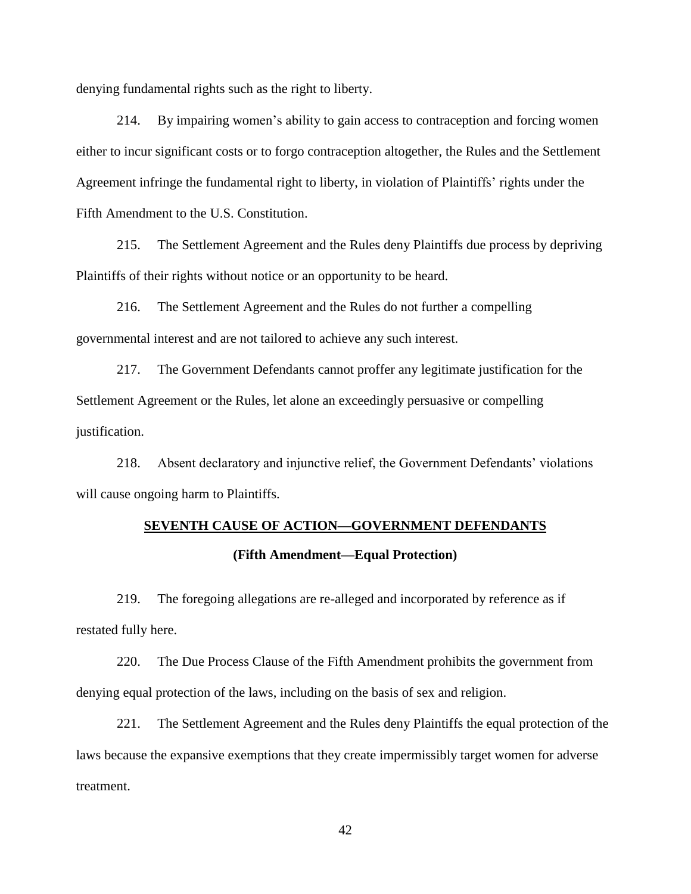denying fundamental rights such as the right to liberty.

214. By impairing women's ability to gain access to contraception and forcing women either to incur significant costs or to forgo contraception altogether, the Rules and the Settlement Agreement infringe the fundamental right to liberty, in violation of Plaintiffs' rights under the Fifth Amendment to the U.S. Constitution.

215. The Settlement Agreement and the Rules deny Plaintiffs due process by depriving Plaintiffs of their rights without notice or an opportunity to be heard.

216. The Settlement Agreement and the Rules do not further a compelling governmental interest and are not tailored to achieve any such interest.

217. The Government Defendants cannot proffer any legitimate justification for the Settlement Agreement or the Rules, let alone an exceedingly persuasive or compelling justification.

218. Absent declaratory and injunctive relief, the Government Defendants' violations will cause ongoing harm to Plaintiffs.

## SEVENTH CAUSE OF ACTION—GOVERNMENT DEFENDANTS

### (Fifth Amendment—Equal Protection)

219. The foregoing allegations are re-alleged and incorporated by reference as if restated fully here.

220. The Due Process Clause of the Fifth Amendment prohibits the government from denying equal protection of the laws, including on the basis of sex and religion.

221. The Settlement Agreement and the Rules deny Plaintiffs the equal protection of the laws because the expansive exemptions that they create impermissibly target women for adverse treatment.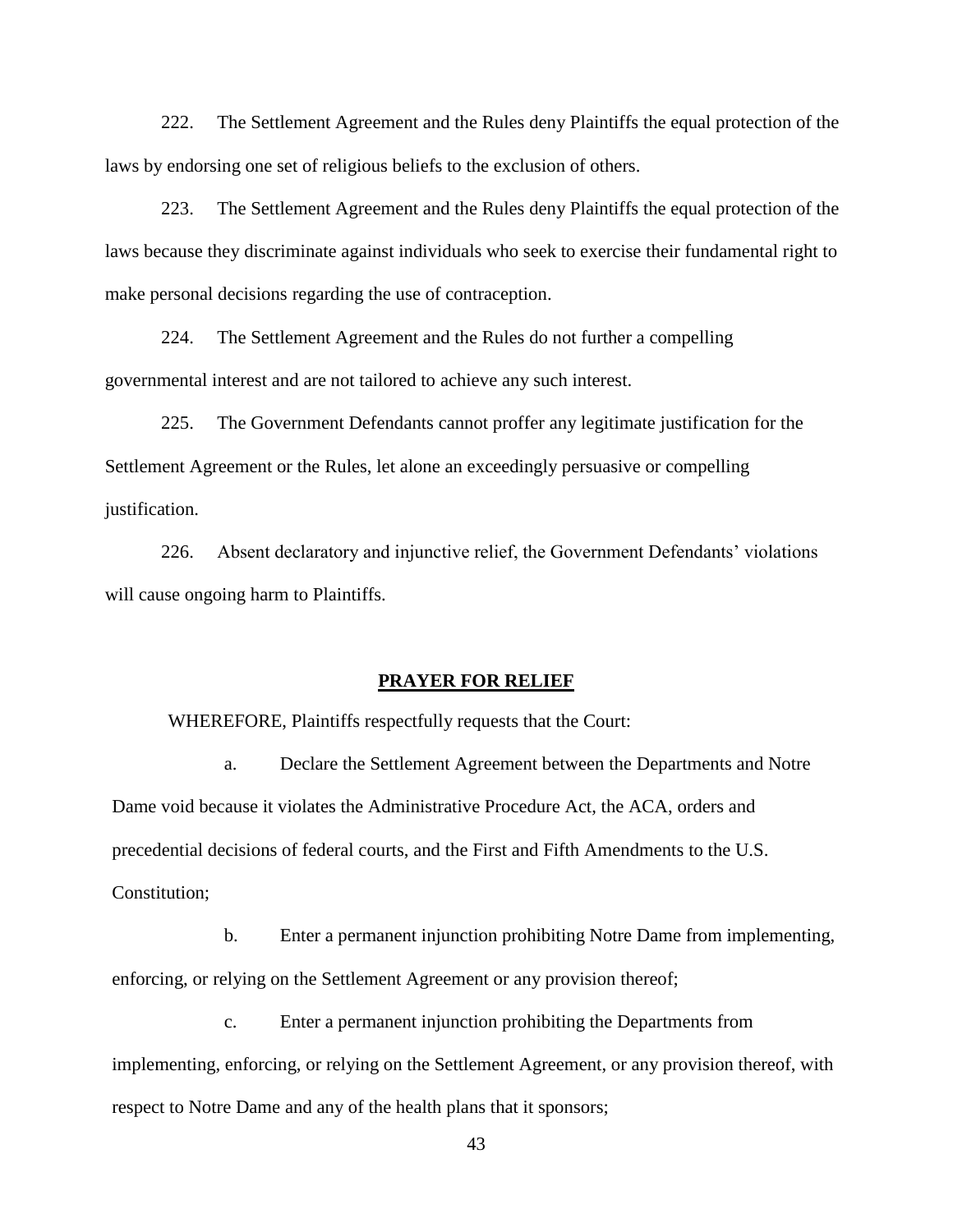222. The Settlement Agreement and the Rules deny Plaintiffs the equal protection of the laws by endorsing one set of religious beliefs to the exclusion of others.

223. The Settlement Agreement and the Rules deny Plaintiffs the equal protection of the laws because they discriminate against individuals who seek to exercise their fundamental right to make personal decisions regarding the use of contraception.

224. The Settlement Agreement and the Rules do not further a compelling governmental interest and are not tailored to achieve any such interest.

225. The Government Defendants cannot proffer any legitimate justification for the Settlement Agreement or the Rules, let alone an exceedingly persuasive or compelling justification.

226. Absent declaratory and injunctive relief, the Government Defendants' violations will cause ongoing harm to Plaintiffs.

## PRAYER FOR RELIEF

WHEREFORE, Plaintiffs respectfully requests that the Court:

a. Declare the Settlement Agreement between the Departments and Notre Dame void because it violates the Administrative Procedure Act, the ACA, orders and precedential decisions of federal courts, and the First and Fifth Amendments to the U.S. Constitution;

b. Enter a permanent injunction prohibiting Notre Dame from implementing, enforcing, or relying on the Settlement Agreement or any provision thereof;

c. Enter a permanent injunction prohibiting the Departments from implementing, enforcing, or relying on the Settlement Agreement, or any provision thereof, with respect to Notre Dame and any of the health plans that it sponsors;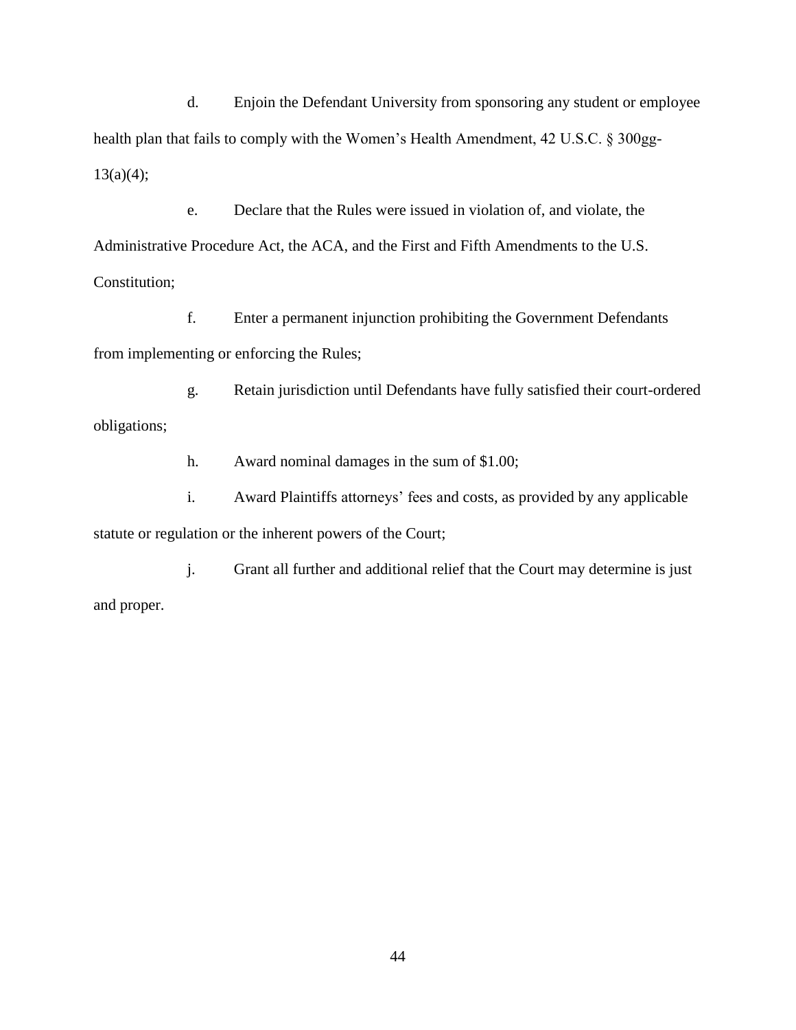d. Enjoin the Defendant University from sponsoring any student or employee health plan that fails to comply with the Women's Health Amendment, 42 U.S.C. § 300gg-13(a)(4);

e. Declare that the Rules were issued in violation of, and violate, the Administrative Procedure Act, the ACA, and the First and Fifth Amendments to the U.S. Constitution;

f. Enter a permanent injunction prohibiting the Government Defendants from implementing or enforcing the Rules;

g. Retain jurisdiction until Defendants have fully satisfied their court-ordered obligations;

h. Award nominal damages in the sum of $1.00;

i. Award Plaintiffs attorneys' fees and costs, as provided by any applicable statute or regulation or the inherent powers of the Court;

j. Grant all further and additional relief that the Court may determine is just and proper.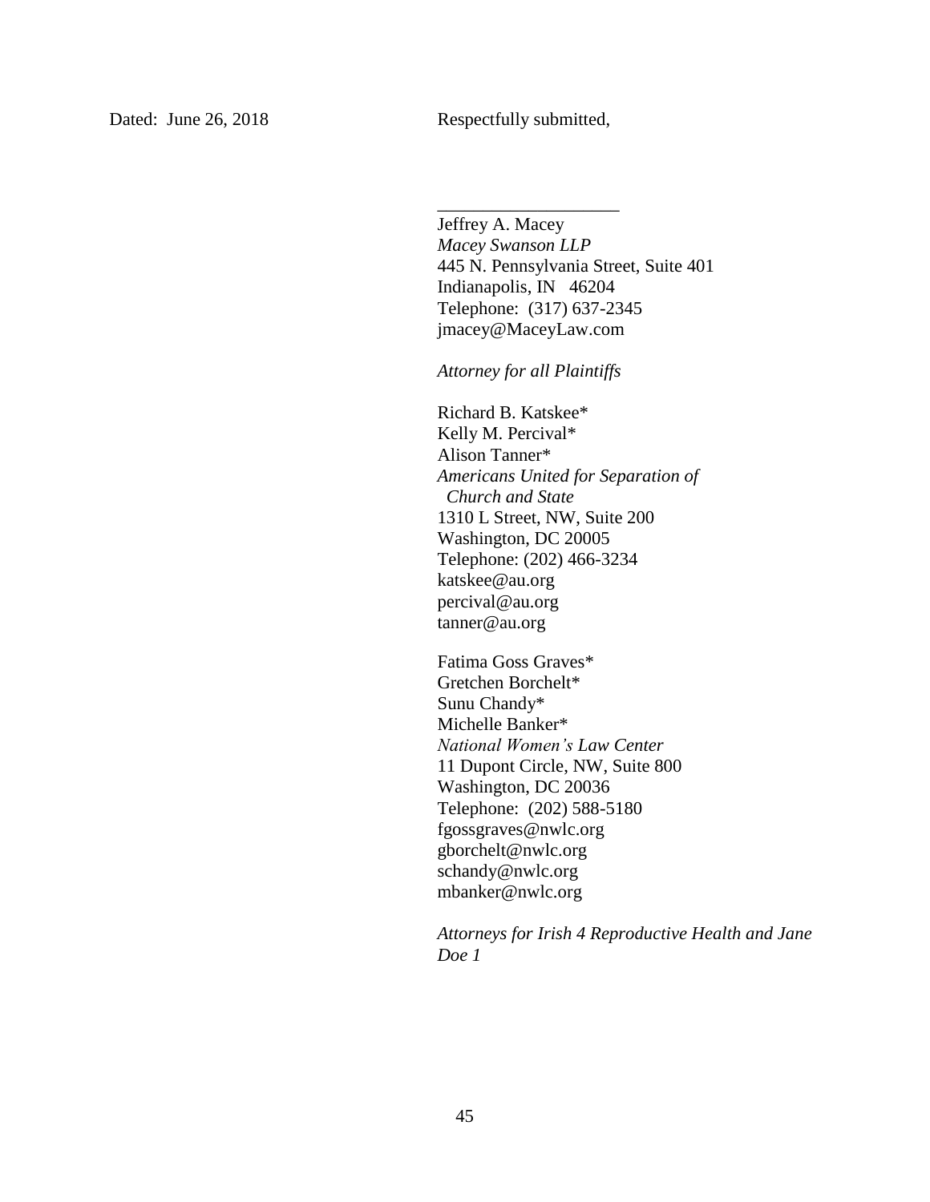Dated: June 26, 2018

Respectfully submitted,

\_\_\_\_\_\_\_\_\_\_\_\_\_\_\_\_\_\_\_\_

Jeffrey A. Macey  
*Macey Swanson LLP*  
445 N. Pennsylvania Street, Suite 401  
Indianapolis, IN 46204  
Telephone: (317) 637-2345  
jmacey@MaceyLaw.com

*Attorney for all Plaintiffs*

Richard B. Katskee*  
Kelly M. Percival*  
Alison Tanner*  
*Americans United for Separation of Church and State*  
1310 L Street, NW, Suite 200  
Washington, DC 20005  
Telephone: (202) 466-3234  
katskee@au.org  
percival@au.org  
tanner@au.org

Fatima Goss Graves*  
Gretchen Borchelt*  
Sunu Chandy*  
Michelle Banker*  
*National Women's Law Center*  
11 Dupont Circle, NW, Suite 800  
Washington, DC 20036  
Telephone: (202) 588-5180  
fgossgraves@nwlc.org  
gborchelt@nwlc.org  
schandy@nwlc.org  
mbanker@nwlc.org

*Attorneys for Irish 4 Reproductive Health and Jane Doe 1*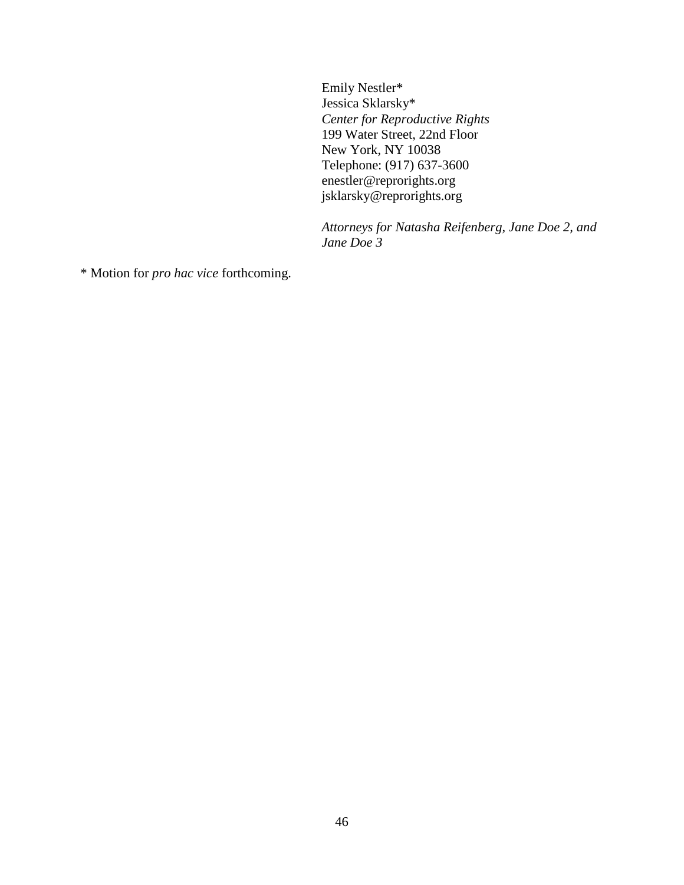Emily Nestler*
Jessica Sklarsky*
*Center for Reproductive Rights*
199 Water Street, 22nd Floor
New York, NY 10038
Telephone: (917) 637-3600
enestler@reprorights.org
jsklarsky@reprorights.org

*Attorneys for Natasha Reifenberg, Jane Doe 2, and Jane Doe 3*

* Motion for *pro hac vice* forthcoming.